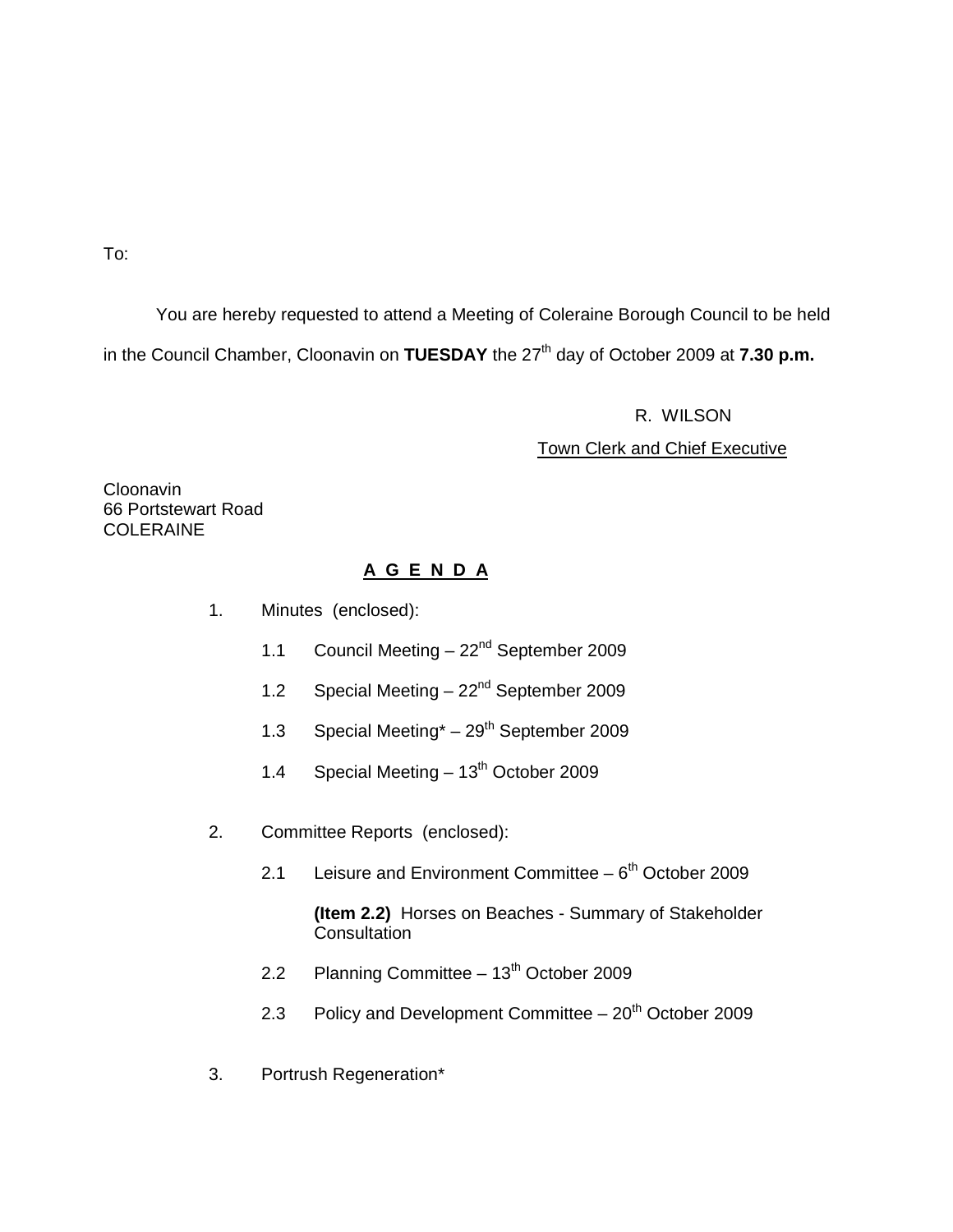To:

You are hereby requested to attend a Meeting of Coleraine Borough Council to be held in the Council Chamber, Cloonavin on **TUESDAY** the 27th day of October 2009 at **7.30 p.m.**

R. WILSON

Town Clerk and Chief Executive

Cloonavin
66 Portstewart Road
COLERAINE

## A G E N D A

1. Minutes (enclosed):

   1.1 Council Meeting – 22nd September 2009

   1.2 Special Meeting – 22nd September 2009

   1.3 Special Meeting* – 29th September 2009

   1.4 Special Meeting – 13th October 2009

2. Committee Reports (enclosed):

   2.1 Leisure and Environment Committee – 6th October 2009

   **(Item 2.2)** Horses on Beaches - Summary of Stakeholder Consultation

   2.2 Planning Committee – 13th October 2009

   2.3 Policy and Development Committee – 20th October 2009

3. Portrush Regeneration*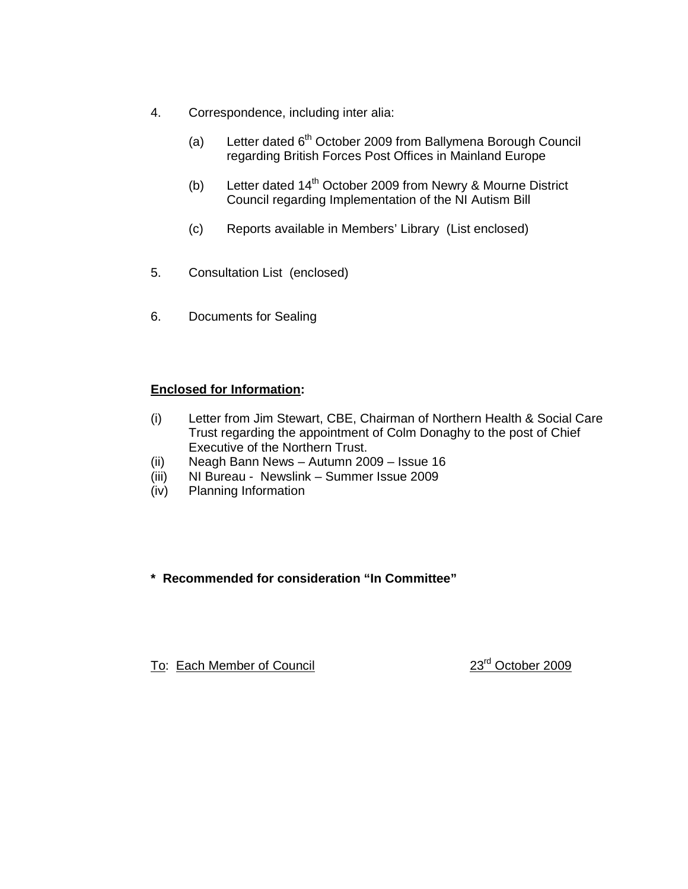4. Correspondence, including inter alia:

   (a) Letter dated 6th October 2009 from Ballymena Borough Council regarding British Forces Post Offices in Mainland Europe

   (b) Letter dated 14th October 2009 from Newry & Mourne District Council regarding Implementation of the NI Autism Bill

   (c) Reports available in Members' Library (List enclosed)

5. Consultation List (enclosed)

6. Documents for Sealing

**Enclosed for Information:**

(i) Letter from Jim Stewart, CBE, Chairman of Northern Health & Social Care Trust regarding the appointment of Colm Donaghy to the post of Chief Executive of the Northern Trust.
(ii) Neagh Bann News – Autumn 2009 – Issue 16
(iii) NI Bureau - Newslink – Summer Issue 2009
(iv) Planning Information

**\* Recommended for consideration "In Committee"**

To: Each Member of Council 23rd October 2009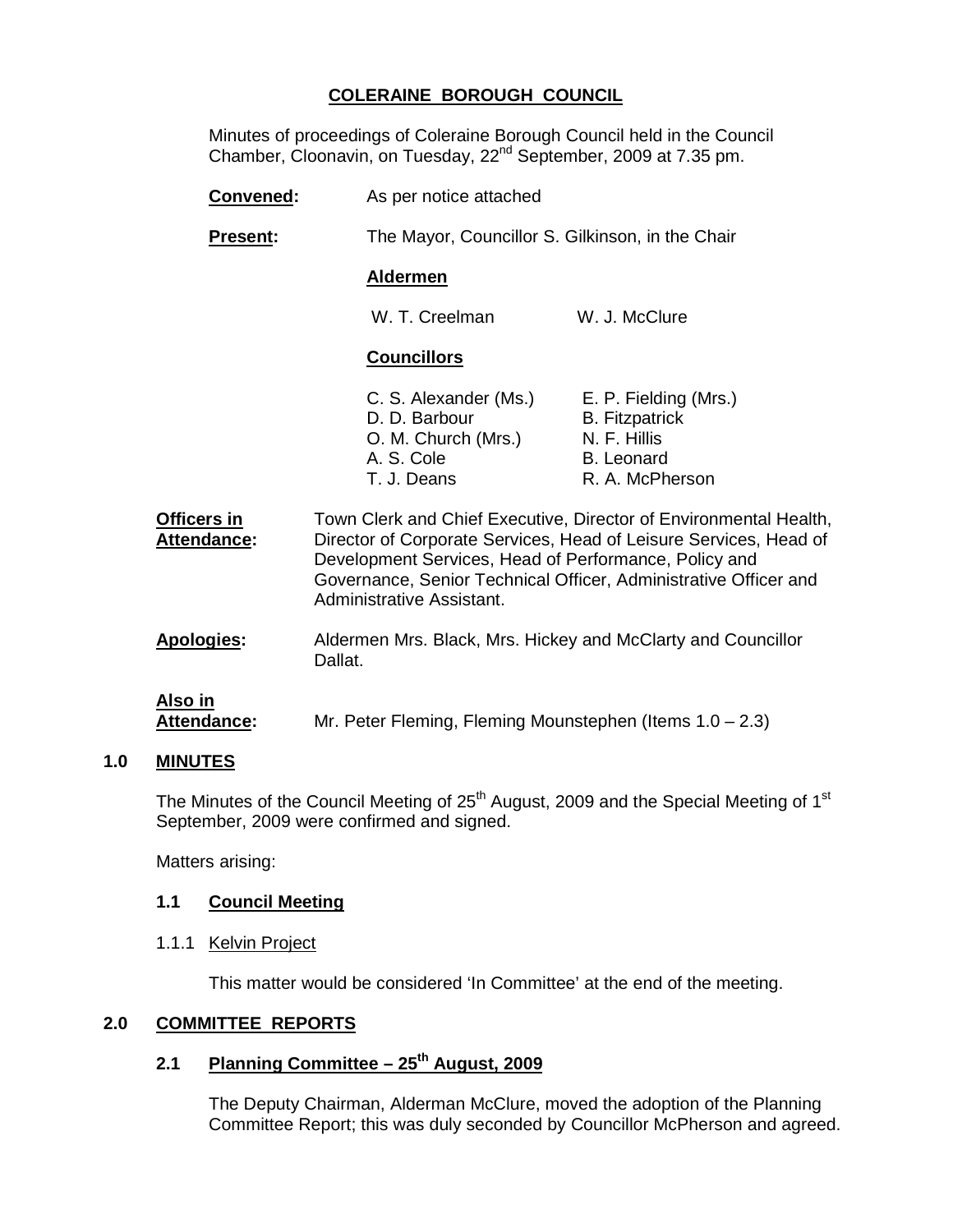# COLERAINE BOROUGH COUNCIL

Minutes of proceedings of Coleraine Borough Council held in the Council Chamber, Cloonavin, on Tuesday, 22nd September, 2009 at 7.35 pm.

**Convened:** As per notice attached

**Present:** The Mayor, Councillor S. Gilkinson, in the Chair

**Aldermen**

W. T. Creelman
W. J. McClure

**Councillors**

C. S. Alexander (Ms.)
D. D. Barbour
O. M. Church (Mrs.)
A. S. Cole
T. J. Deans
E. P. Fielding (Mrs.)
B. Fitzpatrick
N. F. Hillis
B. Leonard
R. A. McPherson

**Officers in Attendance:** Town Clerk and Chief Executive, Director of Environmental Health, Director of Corporate Services, Head of Leisure Services, Head of Development Services, Head of Performance, Policy and Governance, Senior Technical Officer, Administrative Officer and Administrative Assistant.

**Apologies:** Aldermen Mrs. Black, Mrs. Hickey and McClarty and Councillor Dallat.

**Also in Attendance:** Mr. Peter Fleming, Fleming Mounstephen (Items 1.0 – 2.3)

## 1.0 MINUTES

The Minutes of the Council Meeting of 25th August, 2009 and the Special Meeting of 1st September, 2009 were confirmed and signed.

Matters arising:

### 1.1 Council Meeting

1.1.1 Kelvin Project

This matter would be considered 'In Committee' at the end of the meeting.

## 2.0 COMMITTEE REPORTS

### 2.1 Planning Committee – 25th August, 2009

The Deputy Chairman, Alderman McClure, moved the adoption of the Planning Committee Report; this was duly seconded by Councillor McPherson and agreed.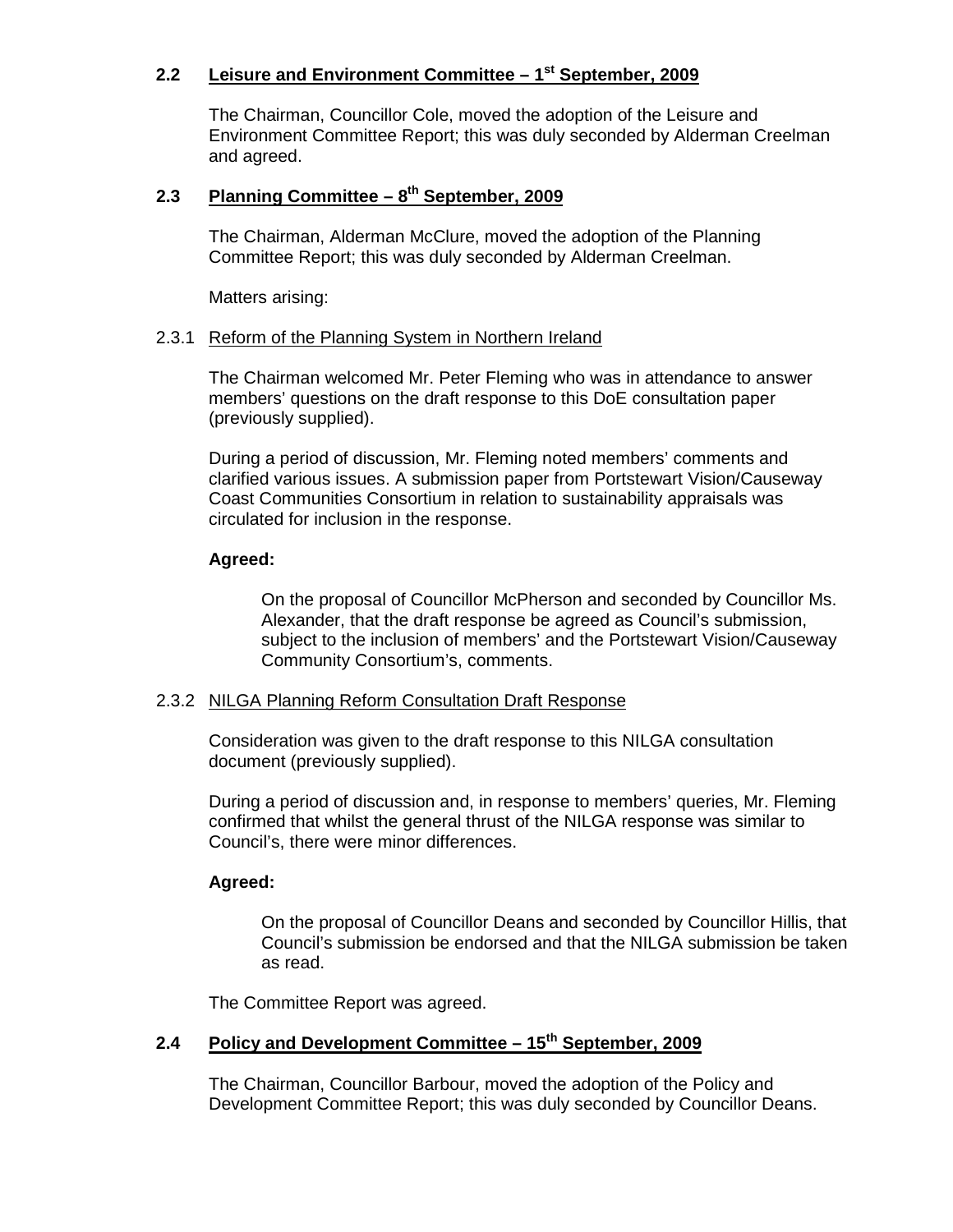## 2.2 Leisure and Environment Committee – 1st September, 2009

The Chairman, Councillor Cole, moved the adoption of the Leisure and Environment Committee Report; this was duly seconded by Alderman Creelman and agreed.

## 2.3 Planning Committee – 8th September, 2009

The Chairman, Alderman McClure, moved the adoption of the Planning Committee Report; this was duly seconded by Alderman Creelman.

Matters arising:

### 2.3.1 Reform of the Planning System in Northern Ireland

The Chairman welcomed Mr. Peter Fleming who was in attendance to answer members' questions on the draft response to this DoE consultation paper (previously supplied).

During a period of discussion, Mr. Fleming noted members' comments and clarified various issues. A submission paper from Portstewart Vision/Causeway Coast Communities Consortium in relation to sustainability appraisals was circulated for inclusion in the response.

**Agreed:**

> On the proposal of Councillor McPherson and seconded by Councillor Ms. Alexander, that the draft response be agreed as Council's submission, subject to the inclusion of members' and the Portstewart Vision/Causeway Community Consortium's, comments.

### 2.3.2 NILGA Planning Reform Consultation Draft Response

Consideration was given to the draft response to this NILGA consultation document (previously supplied).

During a period of discussion and, in response to members' queries, Mr. Fleming confirmed that whilst the general thrust of the NILGA response was similar to Council's, there were minor differences.

**Agreed:**

> On the proposal of Councillor Deans and seconded by Councillor Hillis, that Council's submission be endorsed and that the NILGA submission be taken as read.

The Committee Report was agreed.

## 2.4 Policy and Development Committee – 15th September, 2009

The Chairman, Councillor Barbour, moved the adoption of the Policy and Development Committee Report; this was duly seconded by Councillor Deans.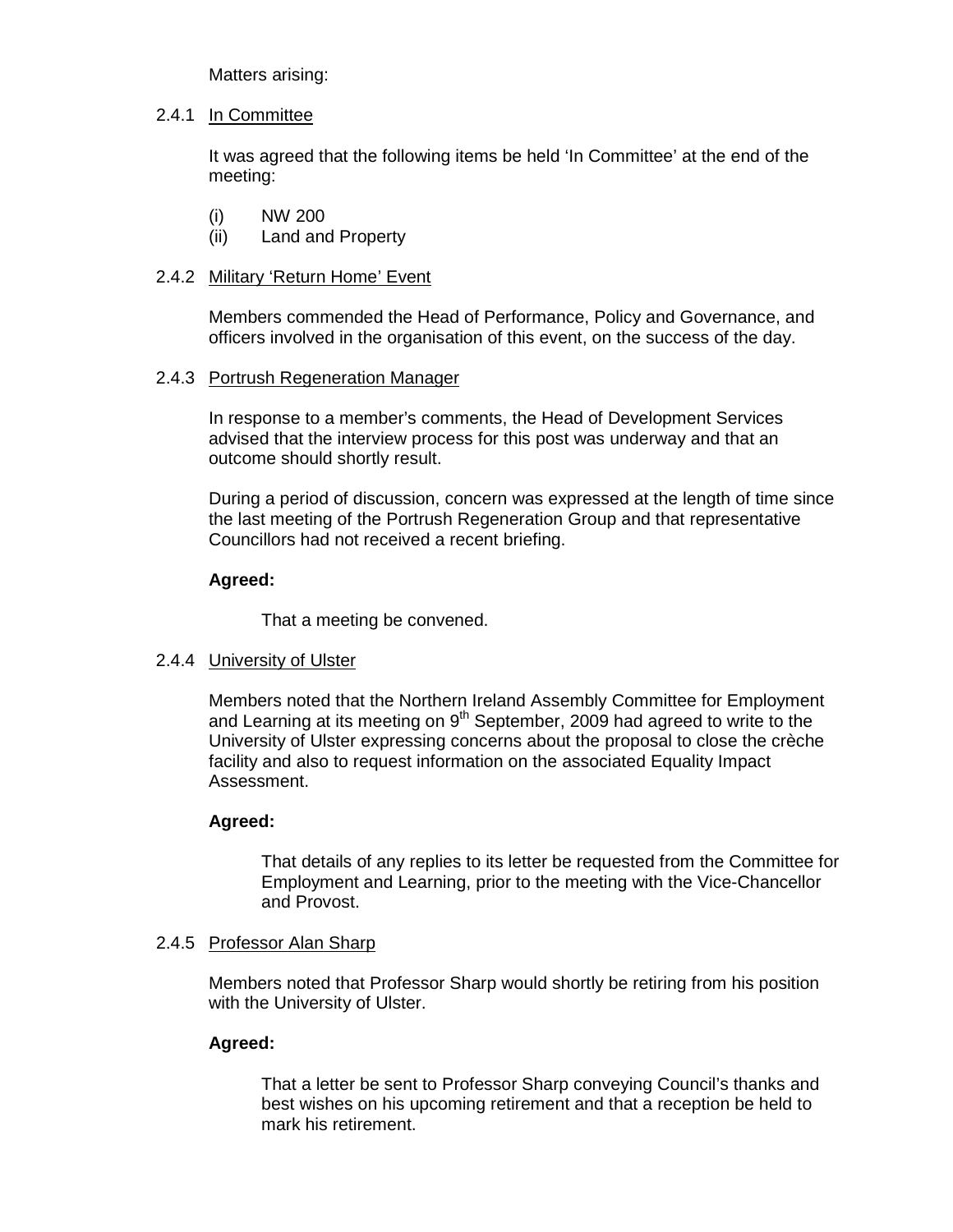Matters arising:

2.4.1 <u>In Committee</u>

It was agreed that the following items be held 'In Committee' at the end of the meeting:

(i) NW 200
(ii) Land and Property

2.4.2 <u>Military 'Return Home' Event</u>

Members commended the Head of Performance, Policy and Governance, and officers involved in the organisation of this event, on the success of the day.

2.4.3 <u>Portrush Regeneration Manager</u>

In response to a member's comments, the Head of Development Services advised that the interview process for this post was underway and that an outcome should shortly result.

During a period of discussion, concern was expressed at the length of time since the last meeting of the Portrush Regeneration Group and that representative Councillors had not received a recent briefing.

**Agreed:**

That a meeting be convened.

2.4.4 <u>University of Ulster</u>

Members noted that the Northern Ireland Assembly Committee for Employment and Learning at its meeting on 9th September, 2009 had agreed to write to the University of Ulster expressing concerns about the proposal to close the crèche facility and also to request information on the associated Equality Impact Assessment.

**Agreed:**

That details of any replies to its letter be requested from the Committee for Employment and Learning, prior to the meeting with the Vice-Chancellor and Provost.

2.4.5 <u>Professor Alan Sharp</u>

Members noted that Professor Sharp would shortly be retiring from his position with the University of Ulster.

**Agreed:**

That a letter be sent to Professor Sharp conveying Council's thanks and best wishes on his upcoming retirement and that a reception be held to mark his retirement.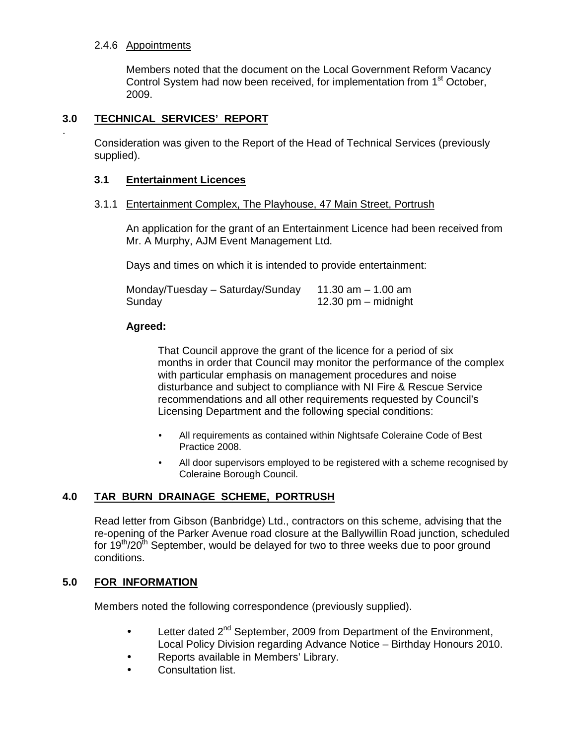2.4.6 Appointments

Members noted that the document on the Local Government Reform Vacancy Control System had now been received, for implementation from 1st October, 2009.

## 3.0 TECHNICAL SERVICES' REPORT

Consideration was given to the Report of the Head of Technical Services (previously supplied).

### 3.1 Entertainment Licences

3.1.1 Entertainment Complex, The Playhouse, 47 Main Street, Portrush

An application for the grant of an Entertainment Licence had been received from Mr. A Murphy, AJM Event Management Ltd.

Days and times on which it is intended to provide entertainment:

| | |
|---|---|
| Monday/Tuesday – Saturday/Sunday | 11.30 am – 1.00 am |
| Sunday | 12.30 pm – midnight |

**Agreed:**

That Council approve the grant of the licence for a period of six months in order that Council may monitor the performance of the complex with particular emphasis on management procedures and noise disturbance and subject to compliance with NI Fire & Rescue Service recommendations and all other requirements requested by Council's Licensing Department and the following special conditions:

- All requirements as contained within Nightsafe Coleraine Code of Best Practice 2008.
- All door supervisors employed to be registered with a scheme recognised by Coleraine Borough Council.

## 4.0 TAR BURN DRAINAGE SCHEME, PORTRUSH

Read letter from Gibson (Banbridge) Ltd., contractors on this scheme, advising that the re-opening of the Parker Avenue road closure at the Ballywillin Road junction, scheduled for 19th/20th September, would be delayed for two to three weeks due to poor ground conditions.

## 5.0 FOR INFORMATION

Members noted the following correspondence (previously supplied).

- Letter dated 2nd September, 2009 from Department of the Environment, Local Policy Division regarding Advance Notice – Birthday Honours 2010.
- Reports available in Members' Library.
- Consultation list.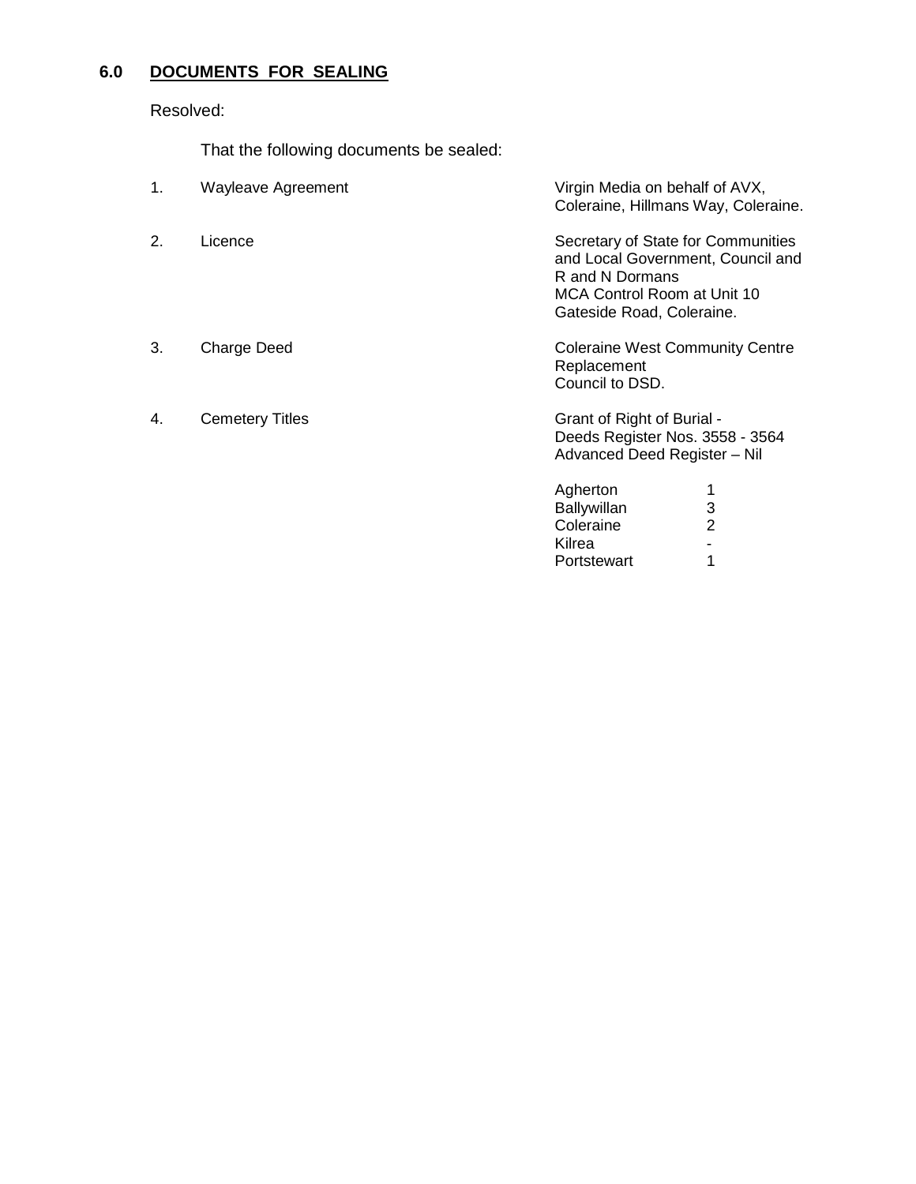## 6.0 DOCUMENTS FOR SEALING

Resolved:

That the following documents be sealed:

1. Wayleave Agreement — Virgin Media on behalf of AVX, Coleraine, Hillmans Way, Coleraine.

2. Licence — Secretary of State for Communities and Local Government, Council and R and N Dormans  
   MCA Control Room at Unit 10 Gateside Road, Coleraine.

3. Charge Deed — Coleraine West Community Centre Replacement  
   Council to DSD.

4. Cemetery Titles — Grant of Right of Burial -  
   Deeds Register Nos. 3558 - 3564  
   Advanced Deed Register – Nil

| | |
|---|---|
| Agherton | 1 |
| Ballywillan | 3 |
| Coleraine | 2 |
| Kilrea | - |
| Portstewart | 1 |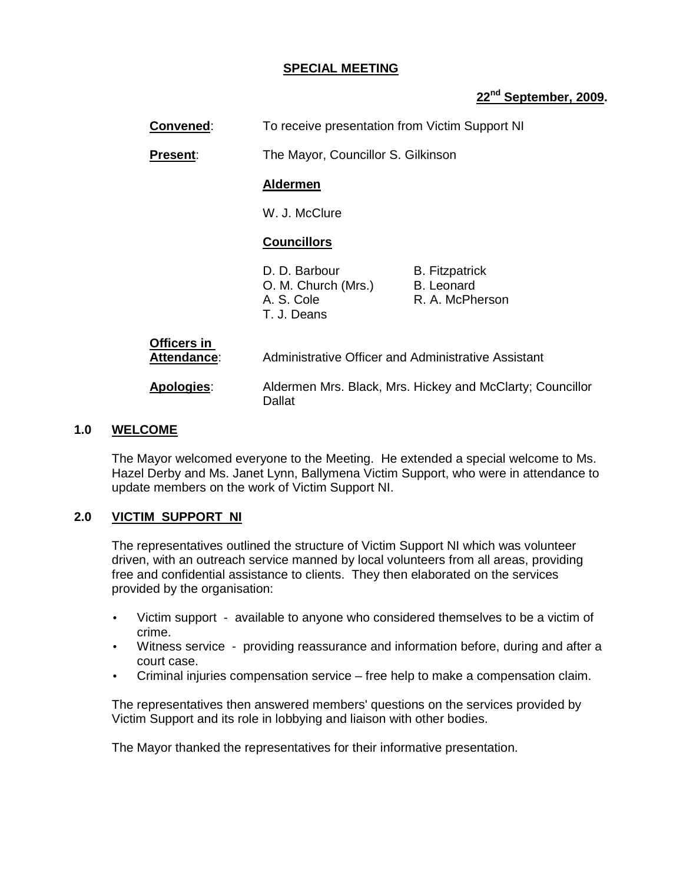**SPECIAL MEETING**

**22nd September, 2009.**

**Convened**: To receive presentation from Victim Support NI

**Present**: The Mayor, Councillor S. Gilkinson

**Aldermen**

W. J. McClure

**Councillors**

D. D. Barbour, B. Fitzpatrick, O. M. Church (Mrs.), B. Leonard, A. S. Cole, R. A. McPherson, T. J. Deans

**Officers in Attendance**: Administrative Officer and Administrative Assistant

**Apologies**: Aldermen Mrs. Black, Mrs. Hickey and McClarty; Councillor Dallat

## 1.0 WELCOME

The Mayor welcomed everyone to the Meeting. He extended a special welcome to Ms. Hazel Derby and Ms. Janet Lynn, Ballymena Victim Support, who were in attendance to update members on the work of Victim Support NI.

## 2.0 VICTIM SUPPORT NI

The representatives outlined the structure of Victim Support NI which was volunteer driven, with an outreach service manned by local volunteers from all areas, providing free and confidential assistance to clients. They then elaborated on the services provided by the organisation:

- Victim support - available to anyone who considered themselves to be a victim of crime.
- Witness service - providing reassurance and information before, during and after a court case.
- Criminal injuries compensation service – free help to make a compensation claim.

The representatives then answered members' questions on the services provided by Victim Support and its role in lobbying and liaison with other bodies.

The Mayor thanked the representatives for their informative presentation.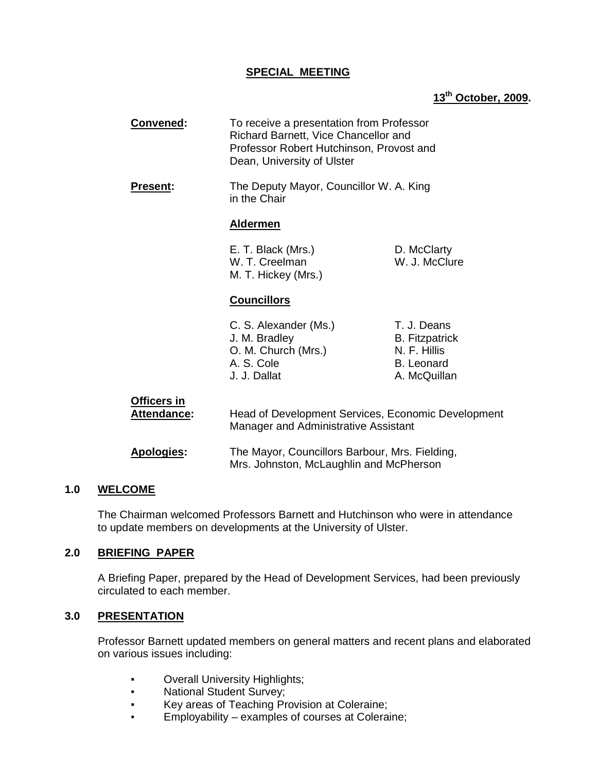## SPECIAL MEETING

**13th October, 2009.**

**Convened:** To receive a presentation from Professor Richard Barnett, Vice Chancellor and Professor Robert Hutchinson, Provost and Dean, University of Ulster

**Present:** The Deputy Mayor, Councillor W. A. King in the Chair

**Aldermen**

| | |
|---|---|
| E. T. Black (Mrs.) | D. McClarty |
| W. T. Creelman | W. J. McClure |
| M. T. Hickey (Mrs.) | |

**Councillors**

| | |
|---|---|
| C. S. Alexander (Ms.) | T. J. Deans |
| J. M. Bradley | B. Fitzpatrick |
| O. M. Church (Mrs.) | N. F. Hillis |
| A. S. Cole | B. Leonard |
| J. J. Dallat | A. McQuillan |

**Officers in Attendance:** Head of Development Services, Economic Development Manager and Administrative Assistant

**Apologies:** The Mayor, Councillors Barbour, Mrs. Fielding, Mrs. Johnston, McLaughlin and McPherson

### 1.0 WELCOME

The Chairman welcomed Professors Barnett and Hutchinson who were in attendance to update members on developments at the University of Ulster.

### 2.0 BRIEFING PAPER

A Briefing Paper, prepared by the Head of Development Services, had been previously circulated to each member.

### 3.0 PRESENTATION

Professor Barnett updated members on general matters and recent plans and elaborated on various issues including:

- Overall University Highlights;
- National Student Survey;
- Key areas of Teaching Provision at Coleraine;
- Employability – examples of courses at Coleraine;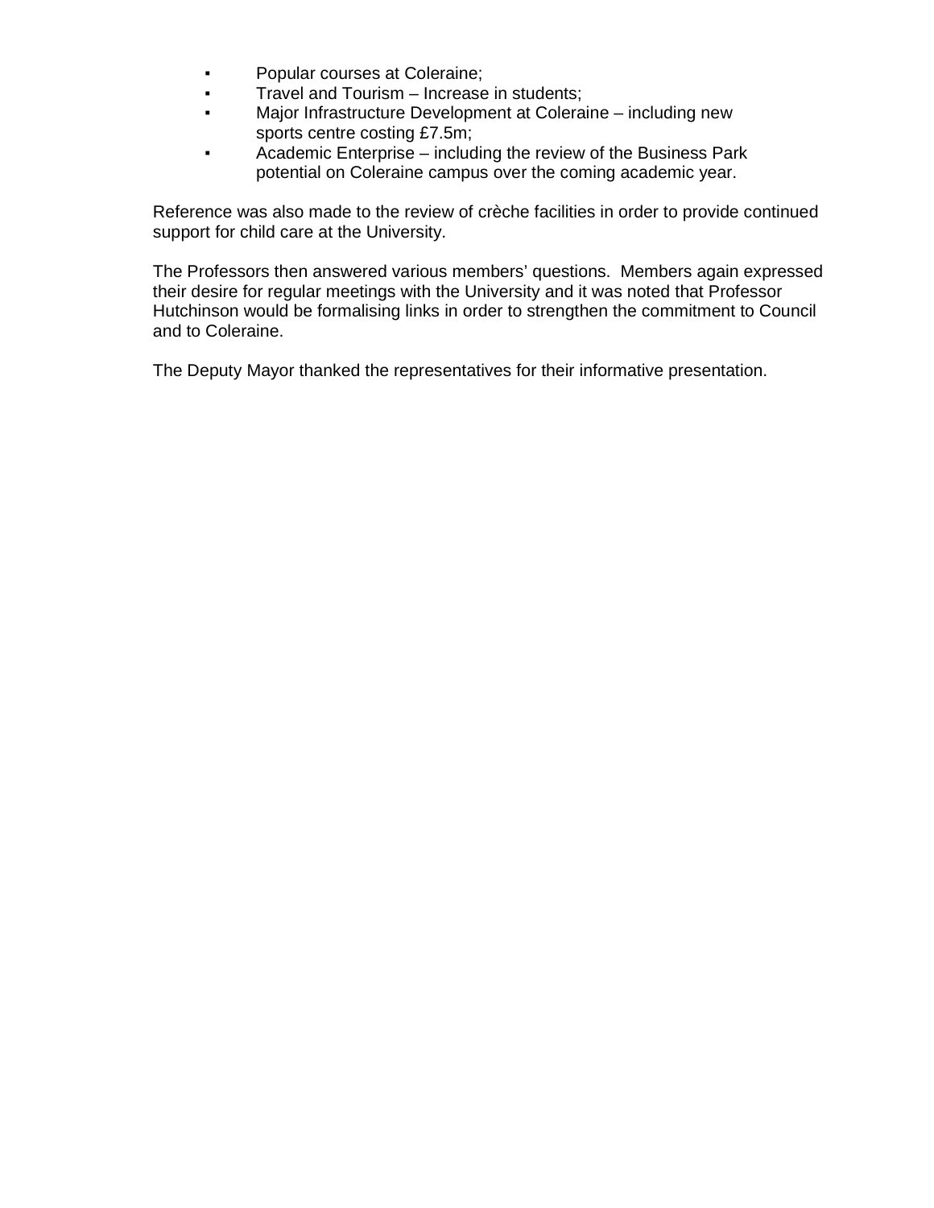- Popular courses at Coleraine;
- Travel and Tourism – Increase in students;
- Major Infrastructure Development at Coleraine – including new sports centre costing £7.5m;
- Academic Enterprise – including the review of the Business Park potential on Coleraine campus over the coming academic year.

Reference was also made to the review of crèche facilities in order to provide continued support for child care at the University.

The Professors then answered various members' questions. Members again expressed their desire for regular meetings with the University and it was noted that Professor Hutchinson would be formalising links in order to strengthen the commitment to Council and to Coleraine.

The Deputy Mayor thanked the representatives for their informative presentation.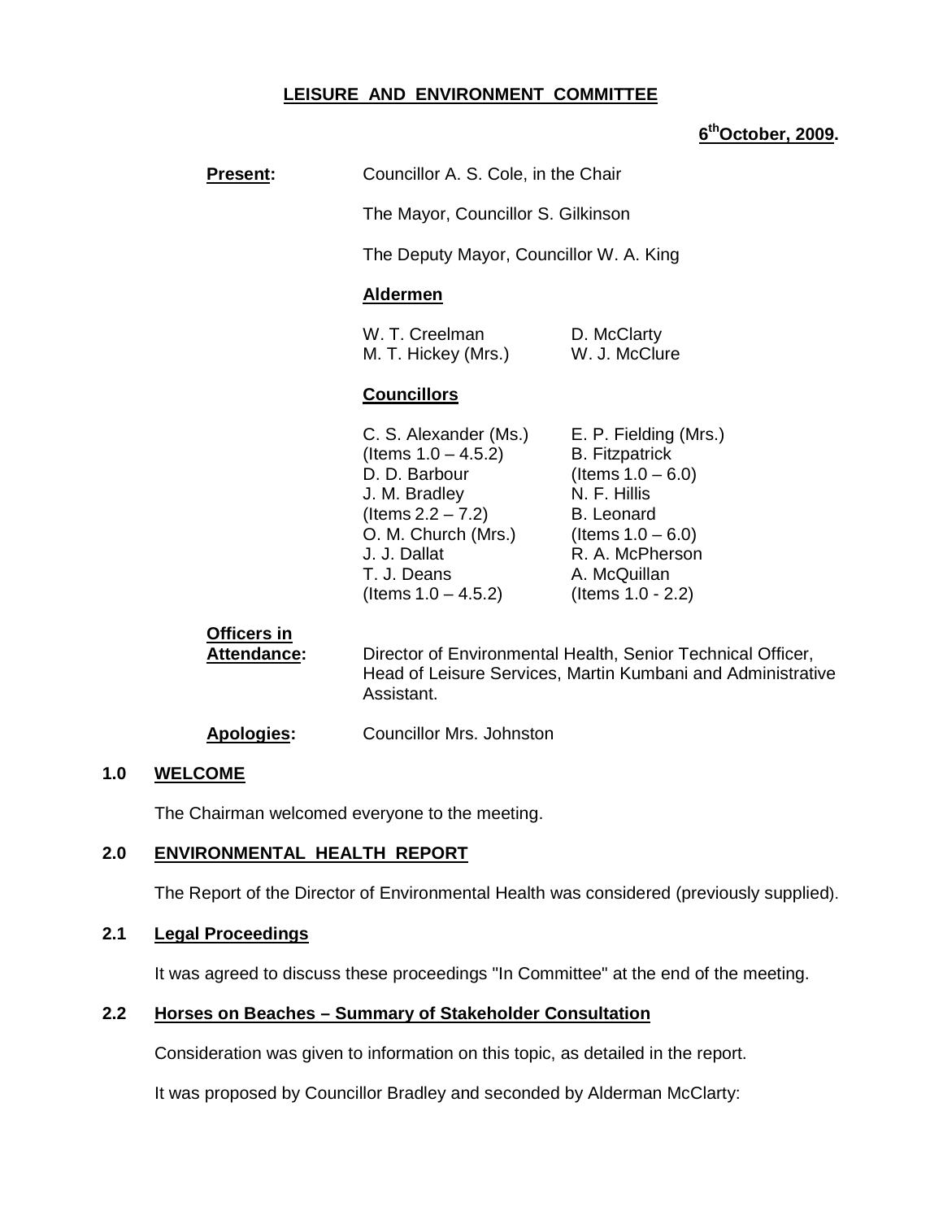# LEISURE AND ENVIRONMENT COMMITTEE

**6th October, 2009.**

**Present:** Councillor A. S. Cole, in the Chair

The Mayor, Councillor S. Gilkinson

The Deputy Mayor, Councillor W. A. King

**Aldermen**

W. T. Creelman
M. T. Hickey (Mrs.)
D. McClarty
W. J. McClure

**Councillors**

C. S. Alexander (Ms.) (Items 1.0 – 4.5.2)
D. D. Barbour
J. M. Bradley (Items 2.2 – 7.2)
O. M. Church (Mrs.)
J. J. Dallat
T. J. Deans (Items 1.0 – 4.5.2)
E. P. Fielding (Mrs.)
B. Fitzpatrick (Items 1.0 – 6.0)
N. F. Hillis
B. Leonard (Items 1.0 – 6.0)
R. A. McPherson
A. McQuillan (Items 1.0 - 2.2)

**Officers in Attendance:** Director of Environmental Health, Senior Technical Officer, Head of Leisure Services, Martin Kumbani and Administrative Assistant.

**Apologies:** Councillor Mrs. Johnston

## 1.0 WELCOME

The Chairman welcomed everyone to the meeting.

## 2.0 ENVIRONMENTAL HEALTH REPORT

The Report of the Director of Environmental Health was considered (previously supplied).

### 2.1 Legal Proceedings

It was agreed to discuss these proceedings "In Committee" at the end of the meeting.

### 2.2 Horses on Beaches – Summary of Stakeholder Consultation

Consideration was given to information on this topic, as detailed in the report.

It was proposed by Councillor Bradley and seconded by Alderman McClarty: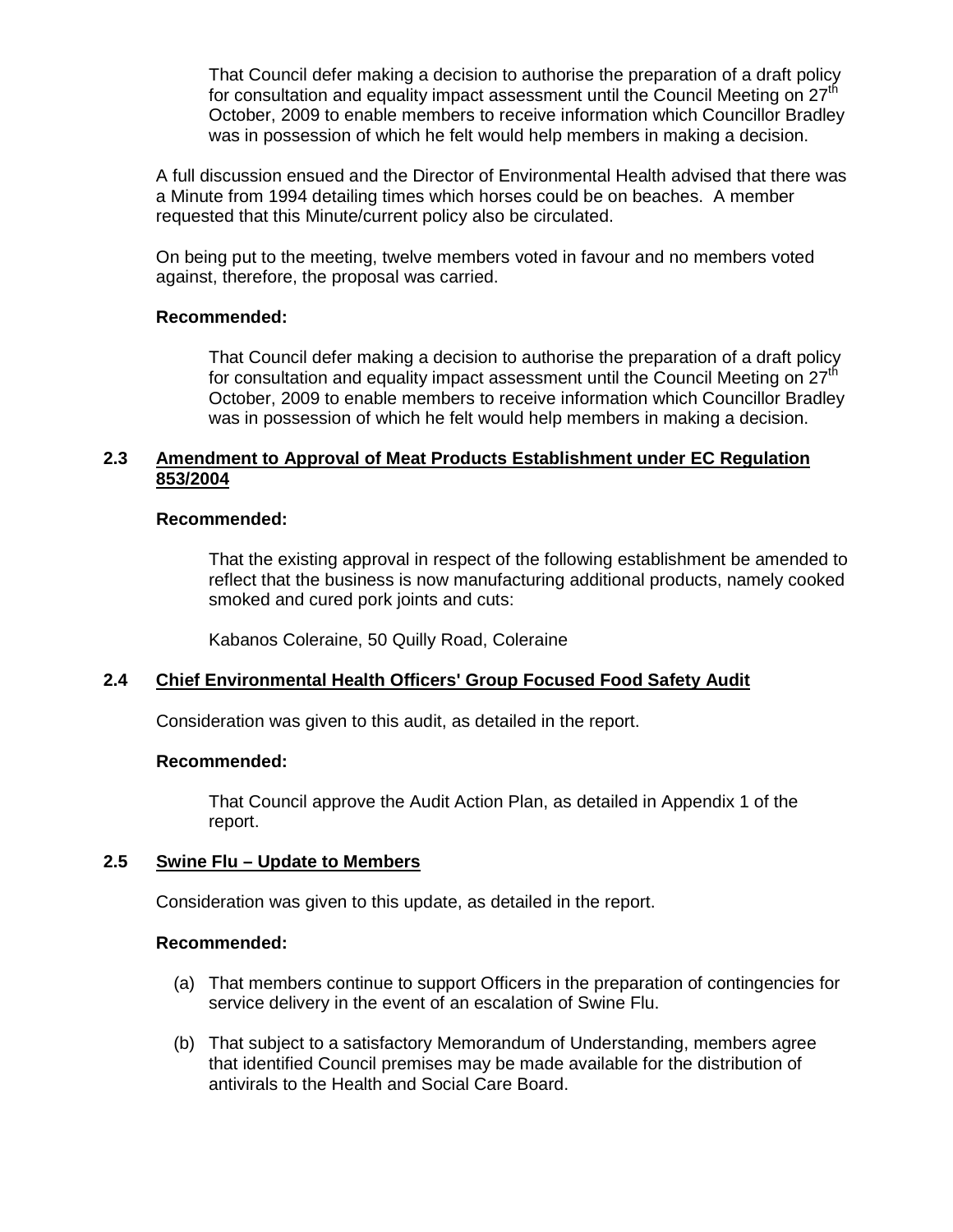That Council defer making a decision to authorise the preparation of a draft policy for consultation and equality impact assessment until the Council Meeting on 27th October, 2009 to enable members to receive information which Councillor Bradley was in possession of which he felt would help members in making a decision.

A full discussion ensued and the Director of Environmental Health advised that there was a Minute from 1994 detailing times which horses could be on beaches. A member requested that this Minute/current policy also be circulated.

On being put to the meeting, twelve members voted in favour and no members voted against, therefore, the proposal was carried.

**Recommended:**

That Council defer making a decision to authorise the preparation of a draft policy for consultation and equality impact assessment until the Council Meeting on 27th October, 2009 to enable members to receive information which Councillor Bradley was in possession of which he felt would help members in making a decision.

### 2.3 Amendment to Approval of Meat Products Establishment under EC Regulation 853/2004

**Recommended:**

That the existing approval in respect of the following establishment be amended to reflect that the business is now manufacturing additional products, namely cooked smoked and cured pork joints and cuts:

Kabanos Coleraine, 50 Quilly Road, Coleraine

### 2.4 Chief Environmental Health Officers' Group Focused Food Safety Audit

Consideration was given to this audit, as detailed in the report.

**Recommended:**

That Council approve the Audit Action Plan, as detailed in Appendix 1 of the report.

### 2.5 Swine Flu – Update to Members

Consideration was given to this update, as detailed in the report.

**Recommended:**

(a) That members continue to support Officers in the preparation of contingencies for service delivery in the event of an escalation of Swine Flu.

(b) That subject to a satisfactory Memorandum of Understanding, members agree that identified Council premises may be made available for the distribution of antivirals to the Health and Social Care Board.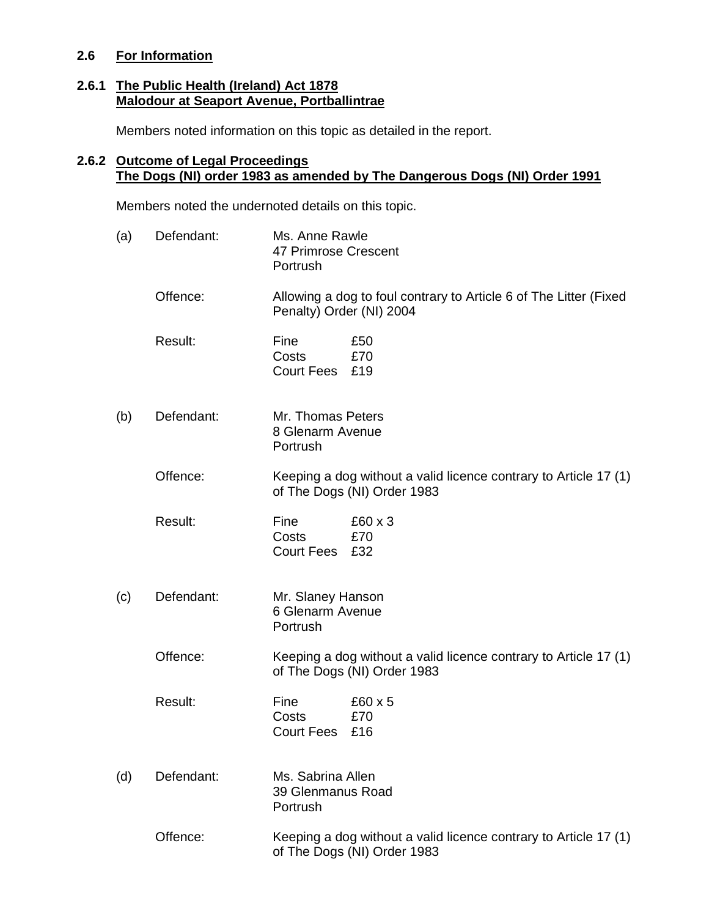**2.6 For Information**

**2.6.1 The Public Health (Ireland) Act 1878**
**Malodour at Seaport Avenue, Portballintrae**

Members noted information on this topic as detailed in the report.

**2.6.2 Outcome of Legal Proceedings**
**The Dogs (NI) order 1983 as amended by The Dangerous Dogs (NI) Order 1991**

Members noted the undernoted details on this topic.

(a) Defendant: Ms. Anne Rawle
47 Primrose Crescent
Portrush

Offence: Allowing a dog to foul contrary to Article 6 of The Litter (Fixed Penalty) Order (NI) 2004

Result:
Fine £50
Costs £70
Court Fees £19

(b) Defendant: Mr. Thomas Peters
8 Glenarm Avenue
Portrush

Offence: Keeping a dog without a valid licence contrary to Article 17 (1) of The Dogs (NI) Order 1983

Result:
Fine £60 x 3
Costs £70
Court Fees £32

(c) Defendant: Mr. Slaney Hanson
6 Glenarm Avenue
Portrush

Offence: Keeping a dog without a valid licence contrary to Article 17 (1) of The Dogs (NI) Order 1983

Result:
Fine £60 x 5
Costs £70
Court Fees £16

(d) Defendant: Ms. Sabrina Allen
39 Glenmanus Road
Portrush

Offence: Keeping a dog without a valid licence contrary to Article 17 (1) of The Dogs (NI) Order 1983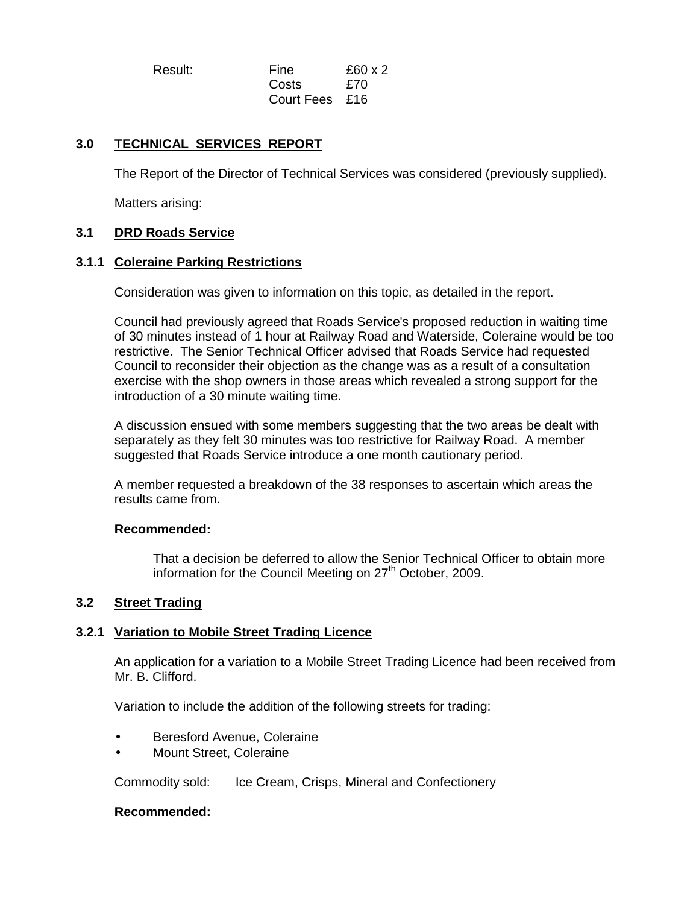Result: 

| | |
|---|---|
| Fine | £60 x 2 |
| Costs | £70 |
| Court Fees | £16 |

## 3.0 TECHNICAL SERVICES REPORT

The Report of the Director of Technical Services was considered (previously supplied).

Matters arising:

### 3.1 DRD Roads Service

#### 3.1.1 Coleraine Parking Restrictions

Consideration was given to information on this topic, as detailed in the report.

Council had previously agreed that Roads Service's proposed reduction in waiting time of 30 minutes instead of 1 hour at Railway Road and Waterside, Coleraine would be too restrictive. The Senior Technical Officer advised that Roads Service had requested Council to reconsider their objection as the change was as a result of a consultation exercise with the shop owners in those areas which revealed a strong support for the introduction of a 30 minute waiting time.

A discussion ensued with some members suggesting that the two areas be dealt with separately as they felt 30 minutes was too restrictive for Railway Road. A member suggested that Roads Service introduce a one month cautionary period.

A member requested a breakdown of the 38 responses to ascertain which areas the results came from.

**Recommended:**

That a decision be deferred to allow the Senior Technical Officer to obtain more information for the Council Meeting on 27th October, 2009.

### 3.2 Street Trading

#### 3.2.1 Variation to Mobile Street Trading Licence

An application for a variation to a Mobile Street Trading Licence had been received from Mr. B. Clifford.

Variation to include the addition of the following streets for trading:

- Beresford Avenue, Coleraine
- Mount Street, Coleraine

Commodity sold: Ice Cream, Crisps, Mineral and Confectionery

**Recommended:**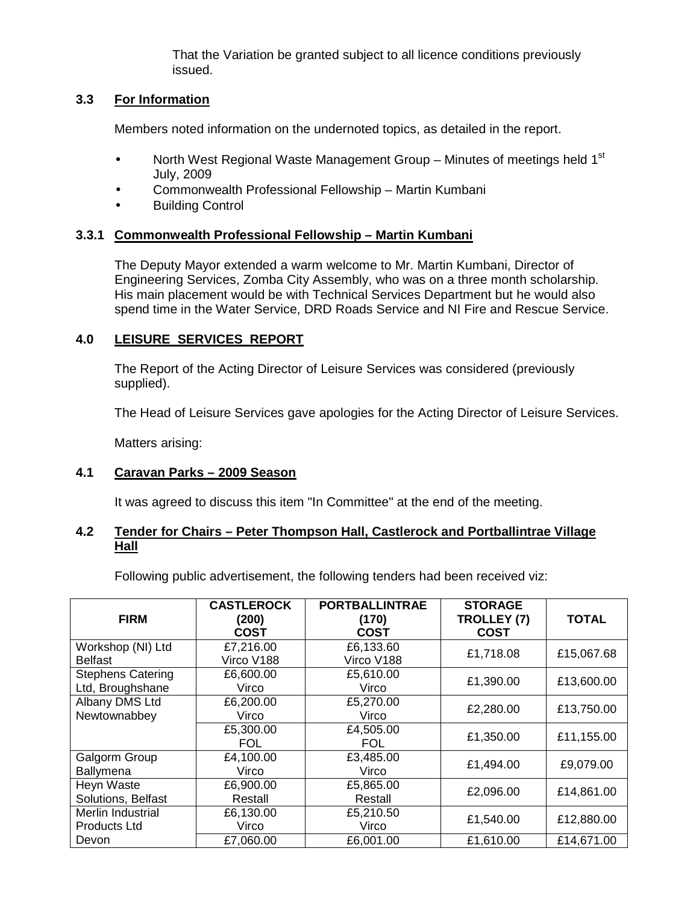That the Variation be granted subject to all licence conditions previously issued.

### 3.3 For Information

Members noted information on the undernoted topics, as detailed in the report.

- North West Regional Waste Management Group – Minutes of meetings held 1st July, 2009
- Commonwealth Professional Fellowship – Martin Kumbani
- Building Control

### 3.3.1 Commonwealth Professional Fellowship – Martin Kumbani

The Deputy Mayor extended a warm welcome to Mr. Martin Kumbani, Director of Engineering Services, Zomba City Assembly, who was on a three month scholarship. His main placement would be with Technical Services Department but he would also spend time in the Water Service, DRD Roads Service and NI Fire and Rescue Service.

## 4.0 LEISURE SERVICES REPORT

The Report of the Acting Director of Leisure Services was considered (previously supplied).

The Head of Leisure Services gave apologies for the Acting Director of Leisure Services.

Matters arising:

### 4.1 Caravan Parks – 2009 Season

It was agreed to discuss this item "In Committee" at the end of the meeting.

### 4.2 Tender for Chairs – Peter Thompson Hall, Castlerock and Portballintrae Village Hall

Following public advertisement, the following tenders had been received viz:

| FIRM | CASTLEROCK (200) COST | PORTBALLINTRAE (170) COST | STORAGE TROLLEY (7) COST | TOTAL |
|---|---|---|---|---|
| Workshop (NI) Ltd Belfast | £7,216.00 Virco V188 | £6,133.60 Virco V188 | £1,718.08 | £15,067.68 |
| Stephens Catering Ltd, Broughshane | £6,600.00 Virco | £5,610.00 Virco | £1,390.00 | £13,600.00 |
| Albany DMS Ltd Newtownabbey | £6,200.00 Virco | £5,270.00 Virco | £2,280.00 | £13,750.00 |
| | £5,300.00 FOL | £4,505.00 FOL | £1,350.00 | £11,155.00 |
| Galgorm Group Ballymena | £4,100.00 Virco | £3,485.00 Virco | £1,494.00 | £9,079.00 |
| Heyn Waste Solutions, Belfast | £6,900.00 Restall | £5,865.00 Restall | £2,096.00 | £14,861.00 |
| Merlin Industrial Products Ltd Devon | £6,130.00 Virco | £5,210.50 Virco | £1,540.00 | £12,880.00 |
| | £7,060.00 | £6,001.00 | £1,610.00 | £14,671.00 |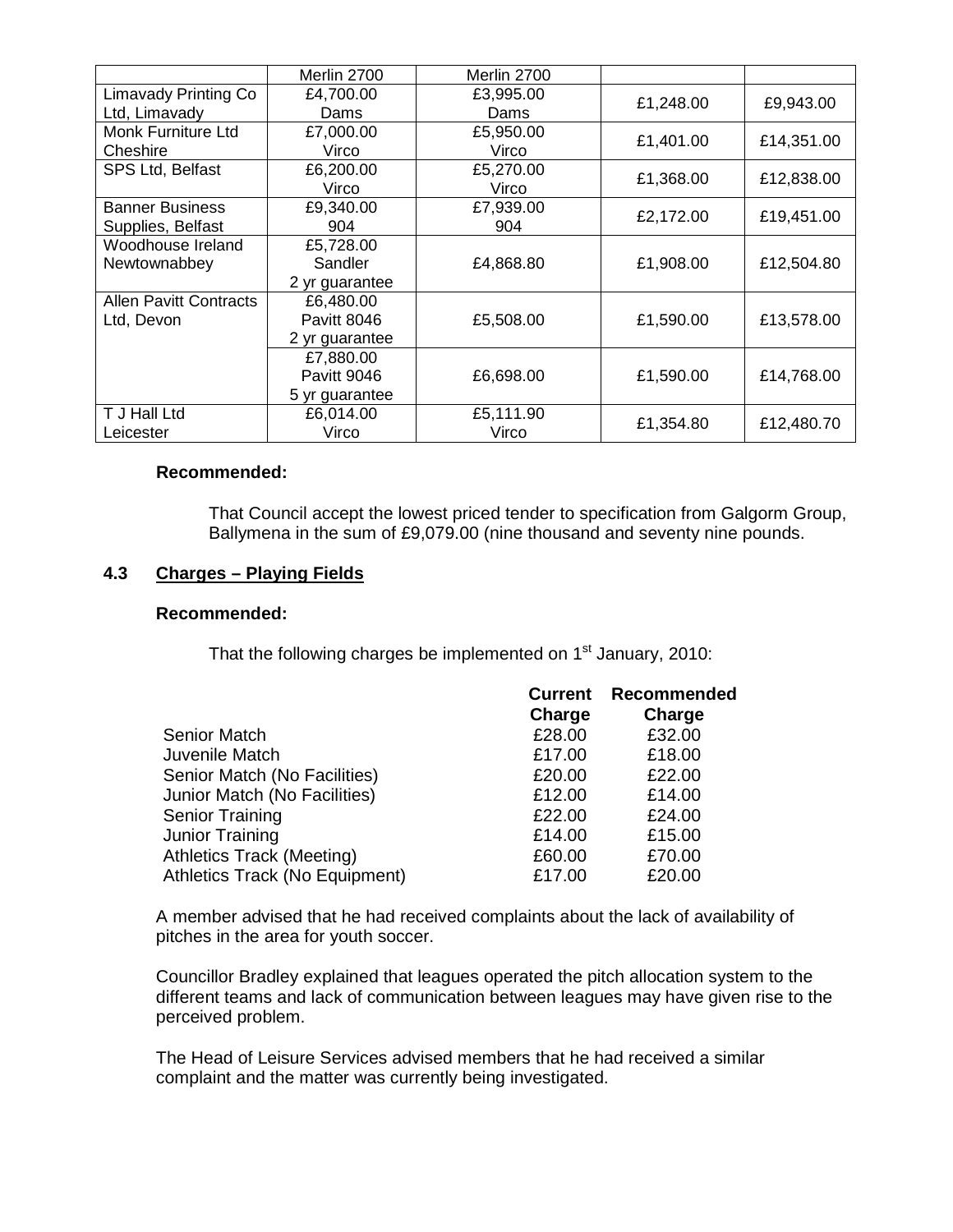| | Merlin 2700 | Merlin 2700 | | |
|---|---|---|---|---|
| Limavady Printing Co Ltd, Limavady | £4,700.00 Dams | £3,995.00 Dams | £1,248.00 | £9,943.00 |
| Monk Furniture Ltd Cheshire | £7,000.00 Virco | £5,950.00 Virco | £1,401.00 | £14,351.00 |
| SPS Ltd, Belfast | £6,200.00 Virco | £5,270.00 Virco | £1,368.00 | £12,838.00 |
| Banner Business Supplies, Belfast | £9,340.00 904 | £7,939.00 904 | £2,172.00 | £19,451.00 |
| Woodhouse Ireland Newtownabbey | £5,728.00 Sandler 2 yr guarantee | £4,868.80 | £1,908.00 | £12,504.80 |
| Allen Pavitt Contracts Ltd, Devon | £6,480.00 Pavitt 8046 2 yr guarantee | £5,508.00 | £1,590.00 | £13,578.00 |
| | £7,880.00 Pavitt 9046 5 yr guarantee | £6,698.00 | £1,590.00 | £14,768.00 |
| T J Hall Ltd Leicester | £6,014.00 Virco | £5,111.90 Virco | £1,354.80 | £12,480.70 |

**Recommended:**

That Council accept the lowest priced tender to specification from Galgorm Group, Ballymena in the sum of £9,079.00 (nine thousand and seventy nine pounds.

### 4.3 Charges – Playing Fields

**Recommended:**

That the following charges be implemented on 1st January, 2010:

| | Current Charge | Recommended Charge |
|---|---|---|
| Senior Match | £28.00 | £32.00 |
| Juvenile Match | £17.00 | £18.00 |
| Senior Match (No Facilities) | £20.00 | £22.00 |
| Junior Match (No Facilities) | £12.00 | £14.00 |
| Senior Training | £22.00 | £24.00 |
| Junior Training | £14.00 | £15.00 |
| Athletics Track (Meeting) | £60.00 | £70.00 |
| Athletics Track (No Equipment) | £17.00 | £20.00 |

A member advised that he had received complaints about the lack of availability of pitches in the area for youth soccer.

Councillor Bradley explained that leagues operated the pitch allocation system to the different teams and lack of communication between leagues may have given rise to the perceived problem.

The Head of Leisure Services advised members that he had received a similar complaint and the matter was currently being investigated.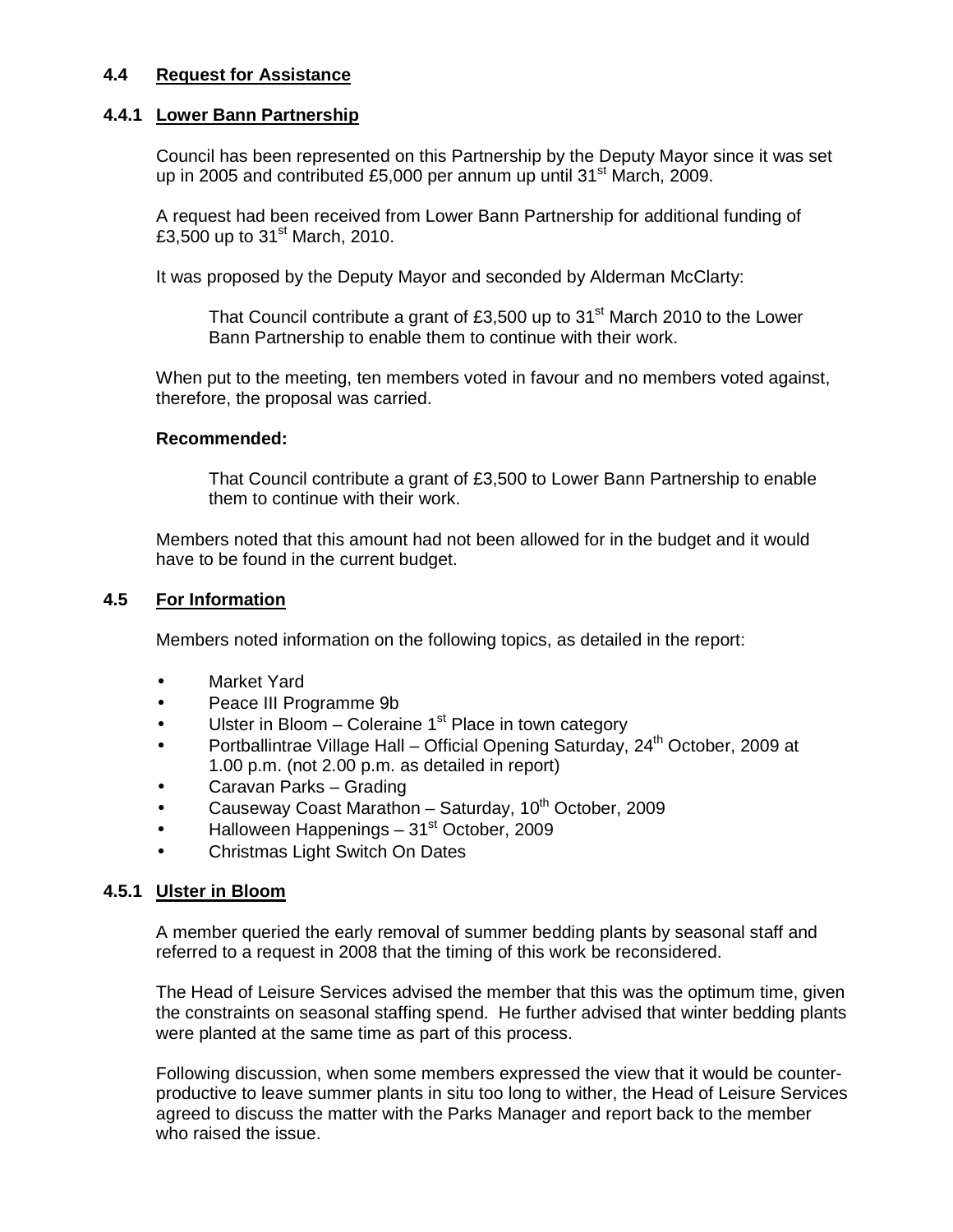### 4.4 Request for Assistance

#### 4.4.1 Lower Bann Partnership

Council has been represented on this Partnership by the Deputy Mayor since it was set up in 2005 and contributed £5,000 per annum up until 31st March, 2009.

A request had been received from Lower Bann Partnership for additional funding of £3,500 up to 31st March, 2010.

It was proposed by the Deputy Mayor and seconded by Alderman McClarty:

> That Council contribute a grant of £3,500 up to 31st March 2010 to the Lower Bann Partnership to enable them to continue with their work.

When put to the meeting, ten members voted in favour and no members voted against, therefore, the proposal was carried.

**Recommended:**

> That Council contribute a grant of £3,500 to Lower Bann Partnership to enable them to continue with their work.

Members noted that this amount had not been allowed for in the budget and it would have to be found in the current budget.

### 4.5 For Information

Members noted information on the following topics, as detailed in the report:

- Market Yard
- Peace III Programme 9b
- Ulster in Bloom – Coleraine 1st Place in town category
- Portballintrae Village Hall – Official Opening Saturday, 24th October, 2009 at 1.00 p.m. (not 2.00 p.m. as detailed in report)
- Caravan Parks – Grading
- Causeway Coast Marathon – Saturday, 10th October, 2009
- Halloween Happenings – 31st October, 2009
- Christmas Light Switch On Dates

#### 4.5.1 Ulster in Bloom

A member queried the early removal of summer bedding plants by seasonal staff and referred to a request in 2008 that the timing of this work be reconsidered.

The Head of Leisure Services advised the member that this was the optimum time, given the constraints on seasonal staffing spend. He further advised that winter bedding plants were planted at the same time as part of this process.

Following discussion, when some members expressed the view that it would be counter-productive to leave summer plants in situ too long to wither, the Head of Leisure Services agreed to discuss the matter with the Parks Manager and report back to the member who raised the issue.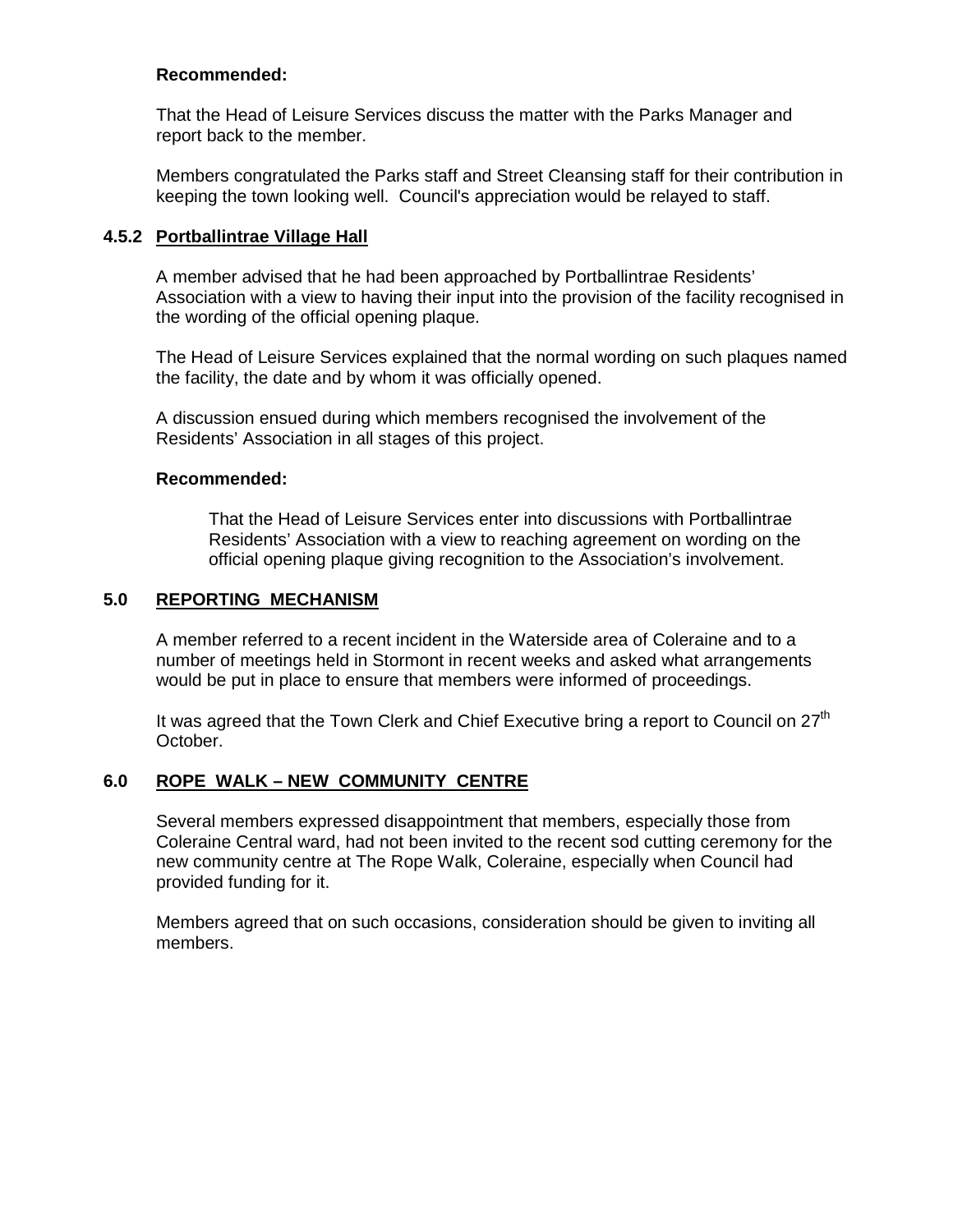**Recommended:**

That the Head of Leisure Services discuss the matter with the Parks Manager and report back to the member.

Members congratulated the Parks staff and Street Cleansing staff for their contribution in keeping the town looking well. Council's appreciation would be relayed to staff.

### 4.5.2 Portballintrae Village Hall

A member advised that he had been approached by Portballintrae Residents' Association with a view to having their input into the provision of the facility recognised in the wording of the official opening plaque.

The Head of Leisure Services explained that the normal wording on such plaques named the facility, the date and by whom it was officially opened.

A discussion ensued during which members recognised the involvement of the Residents' Association in all stages of this project.

**Recommended:**

That the Head of Leisure Services enter into discussions with Portballintrae Residents' Association with a view to reaching agreement on wording on the official opening plaque giving recognition to the Association's involvement.

## 5.0 REPORTING MECHANISM

A member referred to a recent incident in the Waterside area of Coleraine and to a number of meetings held in Stormont in recent weeks and asked what arrangements would be put in place to ensure that members were informed of proceedings.

It was agreed that the Town Clerk and Chief Executive bring a report to Council on 27th October.

## 6.0 ROPE WALK – NEW COMMUNITY CENTRE

Several members expressed disappointment that members, especially those from Coleraine Central ward, had not been invited to the recent sod cutting ceremony for the new community centre at The Rope Walk, Coleraine, especially when Council had provided funding for it.

Members agreed that on such occasions, consideration should be given to inviting all members.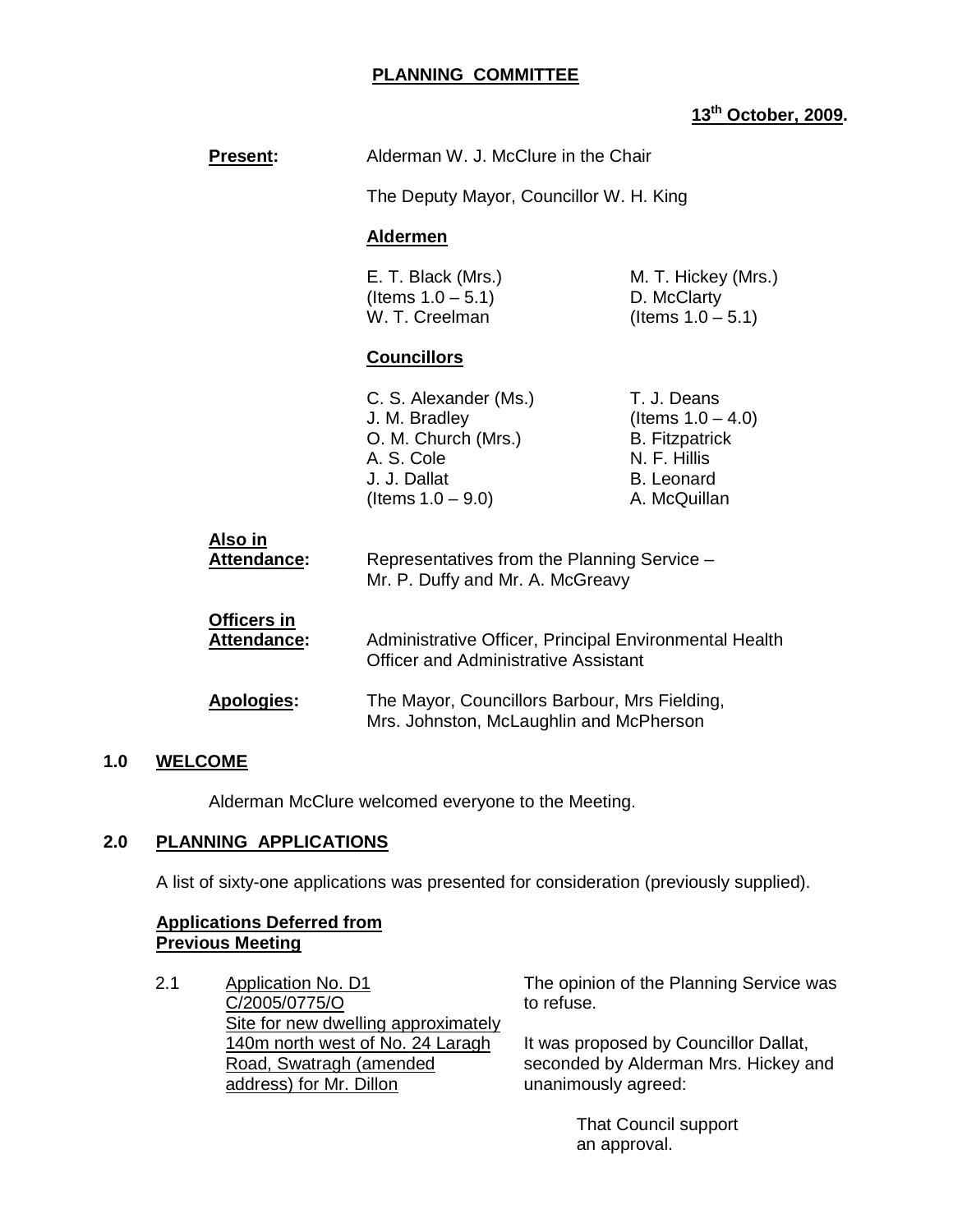**PLANNING COMMITTEE**

**13th October, 2009.**

**Present:** Alderman W. J. McClure in the Chair

The Deputy Mayor, Councillor W. H. King

**Aldermen**

E. T. Black (Mrs.) (Items 1.0 – 5.1)
W. T. Creelman
M. T. Hickey (Mrs.)
D. McClarty (Items 1.0 – 5.1)

**Councillors**

C. S. Alexander (Ms.)
J. M. Bradley
O. M. Church (Mrs.)
A. S. Cole
J. J. Dallat (Items 1.0 – 9.0)
T. J. Deans (Items 1.0 – 4.0)
B. Fitzpatrick
N. F. Hillis
B. Leonard
A. McQuillan

**Also in Attendance:** Representatives from the Planning Service – Mr. P. Duffy and Mr. A. McGreavy

**Officers in Attendance:** Administrative Officer, Principal Environmental Health Officer and Administrative Assistant

**Apologies:** The Mayor, Councillors Barbour, Mrs Fielding, Mrs. Johnston, McLaughlin and McPherson

## 1.0 WELCOME

Alderman McClure welcomed everyone to the Meeting.

## 2.0 PLANNING APPLICATIONS

A list of sixty-one applications was presented for consideration (previously supplied).

**Applications Deferred from Previous Meeting**

2.1 Application No. D1 C/2005/0775/O Site for new dwelling approximately 140m north west of No. 24 Laragh Road, Swatragh (amended address) for Mr. Dillon

The opinion of the Planning Service was to refuse.

It was proposed by Councillor Dallat, seconded by Alderman Mrs. Hickey and unanimously agreed:

That Council support an approval.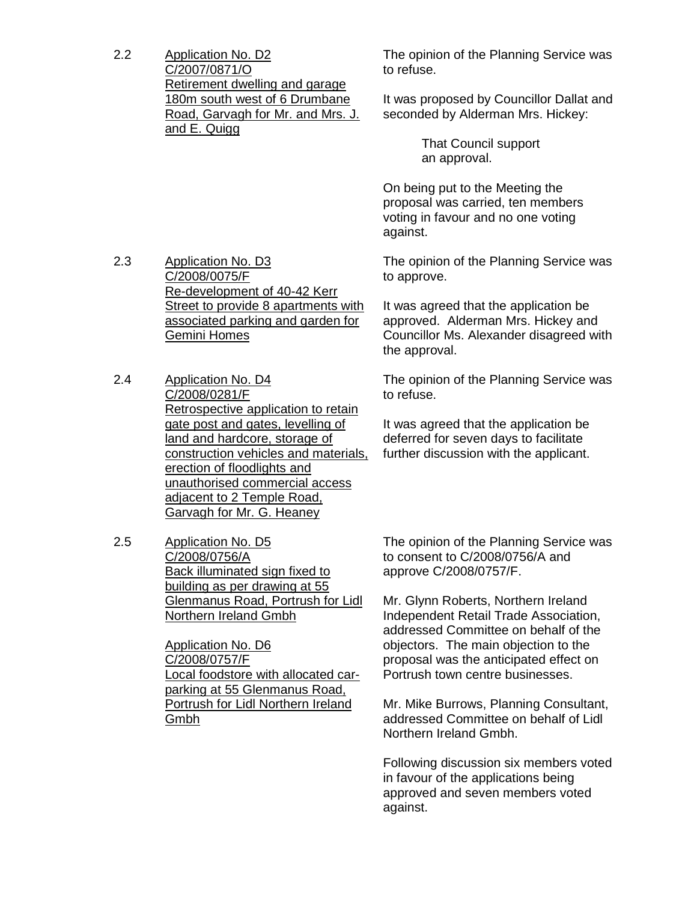2.2 Application No. D2
C/2007/0871/O
Retirement dwelling and garage 180m south west of 6 Drumbane Road, Garvagh for Mr. and Mrs. J. and E. Quigg

The opinion of the Planning Service was to refuse.

It was proposed by Councillor Dallat and seconded by Alderman Mrs. Hickey:

> That Council support an approval.

On being put to the Meeting the proposal was carried, ten members voting in favour and no one voting against.

2.3 Application No. D3
C/2008/0075/F
Re-development of 40-42 Kerr Street to provide 8 apartments with associated parking and garden for Gemini Homes

The opinion of the Planning Service was to approve.

It was agreed that the application be approved. Alderman Mrs. Hickey and Councillor Ms. Alexander disagreed with the approval.

2.4 Application No. D4
C/2008/0281/F
Retrospective application to retain gate post and gates, levelling of land and hardcore, storage of construction vehicles and materials, erection of floodlights and unauthorised commercial access adjacent to 2 Temple Road, Garvagh for Mr. G. Heaney

The opinion of the Planning Service was to refuse.

It was agreed that the application be deferred for seven days to facilitate further discussion with the applicant.

2.5 Application No. D5
C/2008/0756/A
Back illuminated sign fixed to building as per drawing at 55 Glenmanus Road, Portrush for Lidl Northern Ireland Gmbh

Application No. D6
C/2008/0757/F
Local foodstore with allocated car-parking at 55 Glenmanus Road, Portrush for Lidl Northern Ireland Gmbh

The opinion of the Planning Service was to consent to C/2008/0756/A and approve C/2008/0757/F.

Mr. Glynn Roberts, Northern Ireland Independent Retail Trade Association, addressed Committee on behalf of the objectors. The main objection to the proposal was the anticipated effect on Portrush town centre businesses.

Mr. Mike Burrows, Planning Consultant, addressed Committee on behalf of Lidl Northern Ireland Gmbh.

Following discussion six members voted in favour of the applications being approved and seven members voted against.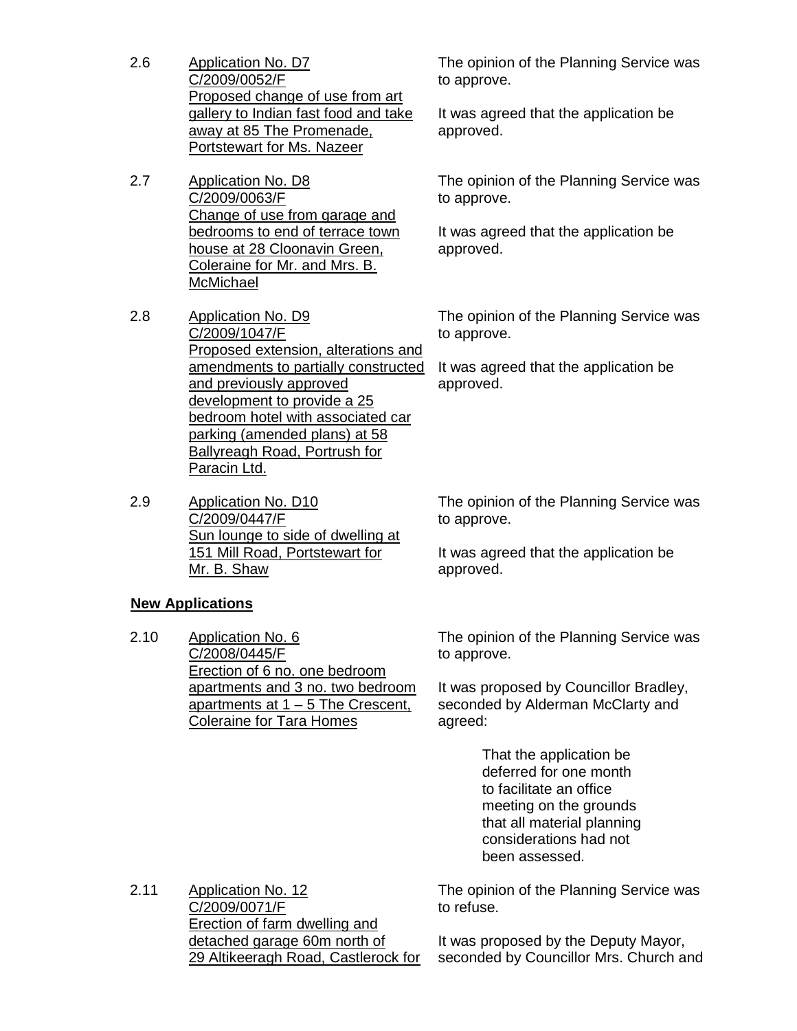2.6 Application No. D7
C/2009/0052/F
Proposed change of use from art gallery to Indian fast food and take away at 85 The Promenade, Portstewart for Ms. Nazeer

The opinion of the Planning Service was to approve.

It was agreed that the application be approved.

2.7 Application No. D8
C/2009/0063/F
Change of use from garage and bedrooms to end of terrace town house at 28 Cloonavin Green, Coleraine for Mr. and Mrs. B. McMichael

The opinion of the Planning Service was to approve.

It was agreed that the application be approved.

2.8 Application No. D9
C/2009/1047/F
Proposed extension, alterations and amendments to partially constructed and previously approved development to provide a 25 bedroom hotel with associated car parking (amended plans) at 58 Ballyreagh Road, Portrush for Paracin Ltd.

The opinion of the Planning Service was to approve.

It was agreed that the application be approved.

2.9 Application No. D10
C/2009/0447/F
Sun lounge to side of dwelling at 151 Mill Road, Portstewart for Mr. B. Shaw

The opinion of the Planning Service was to approve.

It was agreed that the application be approved.

**New Applications**

2.10 Application No. 6
C/2008/0445/F
Erection of 6 no. one bedroom apartments and 3 no. two bedroom apartments at 1 – 5 The Crescent, Coleraine for Tara Homes

The opinion of the Planning Service was to approve.

It was proposed by Councillor Bradley, seconded by Alderman McClarty and agreed:

> That the application be deferred for one month to facilitate an office meeting on the grounds that all material planning considerations had not been assessed.

2.11 Application No. 12
C/2009/0071/F
Erection of farm dwelling and detached garage 60m north of 29 Altikeeragh Road, Castlerock for

The opinion of the Planning Service was to refuse.

It was proposed by the Deputy Mayor, seconded by Councillor Mrs. Church and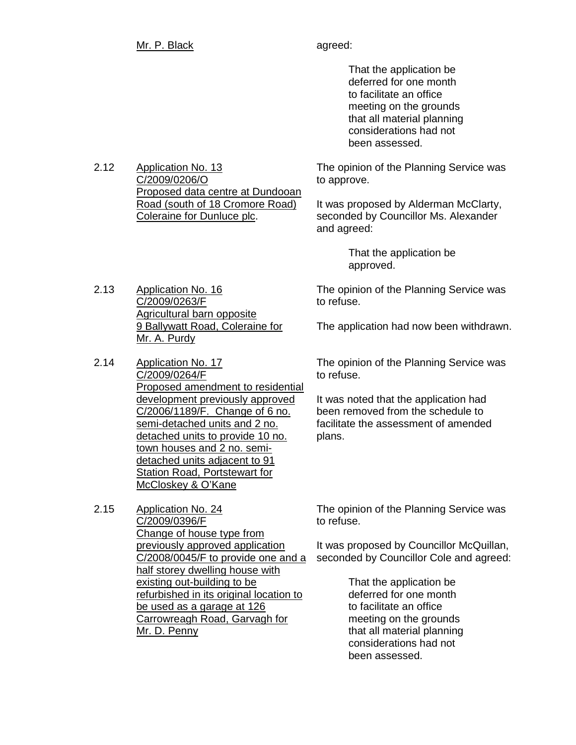Mr. P. Black agreed:

> That the application be deferred for one month to facilitate an office meeting on the grounds that all material planning considerations had not been assessed.

2.12 Application No. 13
C/2009/0206/O
Proposed data centre at Dundooan Road (south of 18 Cromore Road) Coleraine for Dunluce plc.

The opinion of the Planning Service was to approve.

It was proposed by Alderman McClarty, seconded by Councillor Ms. Alexander and agreed:

> That the application be approved.

2.13 Application No. 16
C/2009/0263/F
Agricultural barn opposite 9 Ballywatt Road, Coleraine for Mr. A. Purdy

The opinion of the Planning Service was to refuse.

The application had now been withdrawn.

2.14 Application No. 17
C/2009/0264/F
Proposed amendment to residential development previously approved C/2006/1189/F. Change of 6 no. semi-detached units and 2 no. detached units to provide 10 no. town houses and 2 no. semi-detached units adjacent to 91 Station Road, Portstewart for McCloskey & O'Kane

The opinion of the Planning Service was to refuse.

It was noted that the application had been removed from the schedule to facilitate the assessment of amended plans.

2.15 Application No. 24
C/2009/0396/F
Change of house type from previously approved application C/2008/0045/F to provide one and a half storey dwelling house with existing out-building to be refurbished in its original location to be used as a garage at 126 Carrowreagh Road, Garvagh for Mr. D. Penny

The opinion of the Planning Service was to refuse.

It was proposed by Councillor McQuillan, seconded by Councillor Cole and agreed:

> That the application be deferred for one month to facilitate an office meeting on the grounds that all material planning considerations had not been assessed.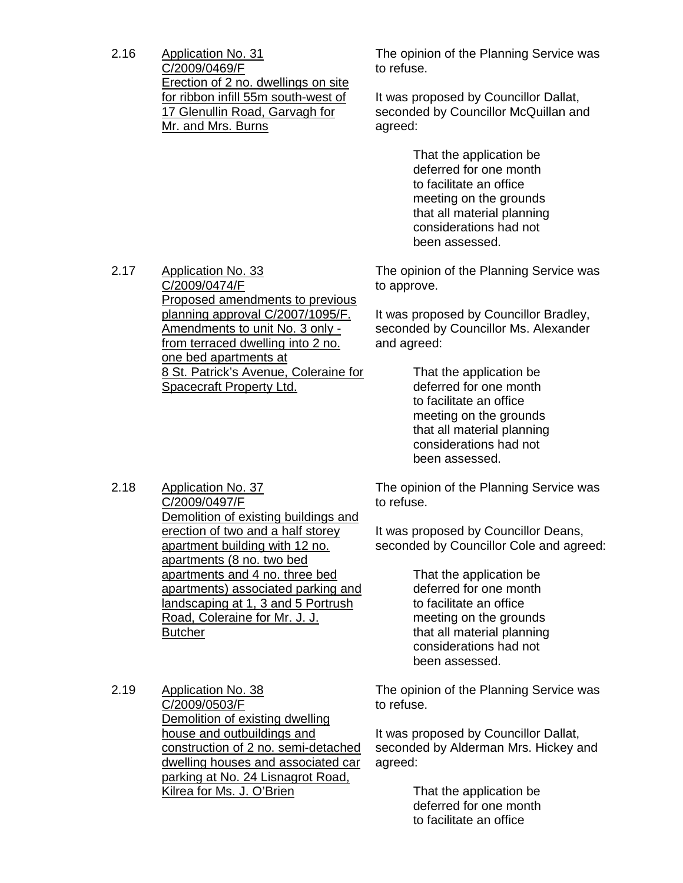2.16 Application No. 31
C/2009/0469/F
Erection of 2 no. dwellings on site for ribbon infill 55m south-west of 17 Glenullin Road, Garvagh for Mr. and Mrs. Burns

The opinion of the Planning Service was to refuse.

It was proposed by Councillor Dallat, seconded by Councillor McQuillan and agreed:

> That the application be deferred for one month to facilitate an office meeting on the grounds that all material planning considerations had not been assessed.

2.17 Application No. 33
C/2009/0474/F
Proposed amendments to previous planning approval C/2007/1095/F. Amendments to unit No. 3 only - from terraced dwelling into 2 no. one bed apartments at 8 St. Patrick's Avenue, Coleraine for Spacecraft Property Ltd.

The opinion of the Planning Service was to approve.

It was proposed by Councillor Bradley, seconded by Councillor Ms. Alexander and agreed:

> That the application be deferred for one month to facilitate an office meeting on the grounds that all material planning considerations had not been assessed.

2.18 Application No. 37
C/2009/0497/F
Demolition of existing buildings and erection of two and a half storey apartment building with 12 no. apartments (8 no. two bed apartments and 4 no. three bed apartments) associated parking and landscaping at 1, 3 and 5 Portrush Road, Coleraine for Mr. J. J. Butcher

The opinion of the Planning Service was to refuse.

It was proposed by Councillor Deans, seconded by Councillor Cole and agreed:

> That the application be deferred for one month to facilitate an office meeting on the grounds that all material planning considerations had not been assessed.

2.19 Application No. 38
C/2009/0503/F
Demolition of existing dwelling house and outbuildings and construction of 2 no. semi-detached dwelling houses and associated car parking at No. 24 Lisnagrot Road, Kilrea for Ms. J. O'Brien

The opinion of the Planning Service was to refuse.

It was proposed by Councillor Dallat, seconded by Alderman Mrs. Hickey and agreed:

> That the application be deferred for one month to facilitate an office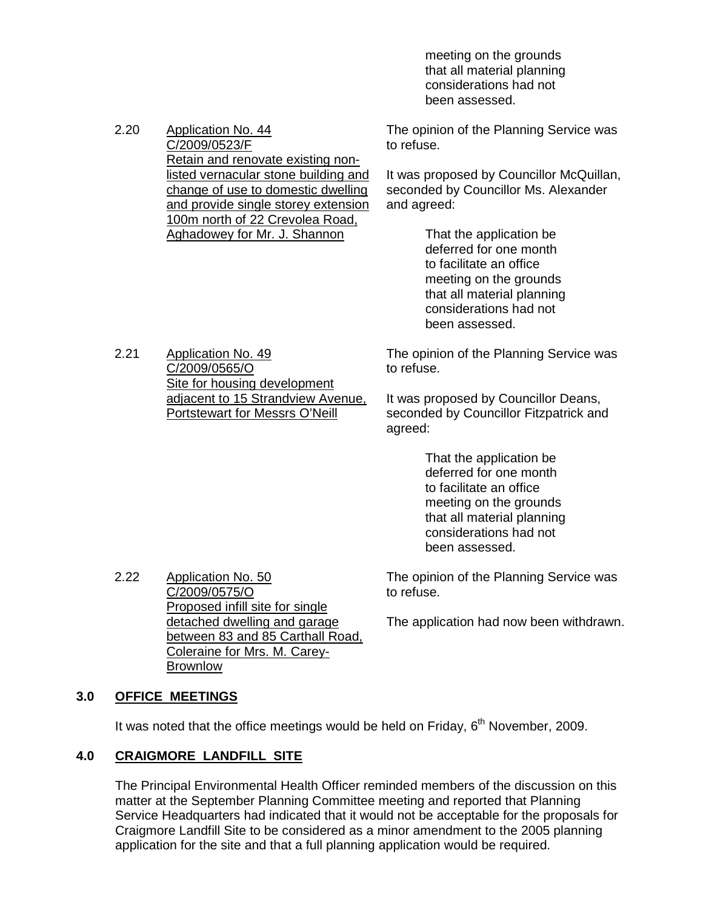meeting on the grounds that all material planning considerations had not been assessed.

2.20 Application No. 44
C/2009/0523/F
Retain and renovate existing non-listed vernacular stone building and change of use to domestic dwelling and provide single storey extension 100m north of 22 Crevolea Road, Aghadowey for Mr. J. Shannon

The opinion of the Planning Service was to refuse.

It was proposed by Councillor McQuillan, seconded by Councillor Ms. Alexander and agreed:

> That the application be deferred for one month to facilitate an office meeting on the grounds that all material planning considerations had not been assessed.

2.21 Application No. 49
C/2009/0565/O
Site for housing development adjacent to 15 Strandview Avenue, Portstewart for Messrs O'Neill

The opinion of the Planning Service was to refuse.

It was proposed by Councillor Deans, seconded by Councillor Fitzpatrick and agreed:

> That the application be deferred for one month to facilitate an office meeting on the grounds that all material planning considerations had not been assessed.

2.22 Application No. 50
C/2009/0575/O
Proposed infill site for single detached dwelling and garage between 83 and 85 Carthall Road, Coleraine for Mrs. M. Carey-Brownlow

The opinion of the Planning Service was to refuse.

The application had now been withdrawn.

## 3.0 OFFICE MEETINGS

It was noted that the office meetings would be held on Friday, 6th November, 2009.

## 4.0 CRAIGMORE LANDFILL SITE

The Principal Environmental Health Officer reminded members of the discussion on this matter at the September Planning Committee meeting and reported that Planning Service Headquarters had indicated that it would not be acceptable for the proposals for Craigmore Landfill Site to be considered as a minor amendment to the 2005 planning application for the site and that a full planning application would be required.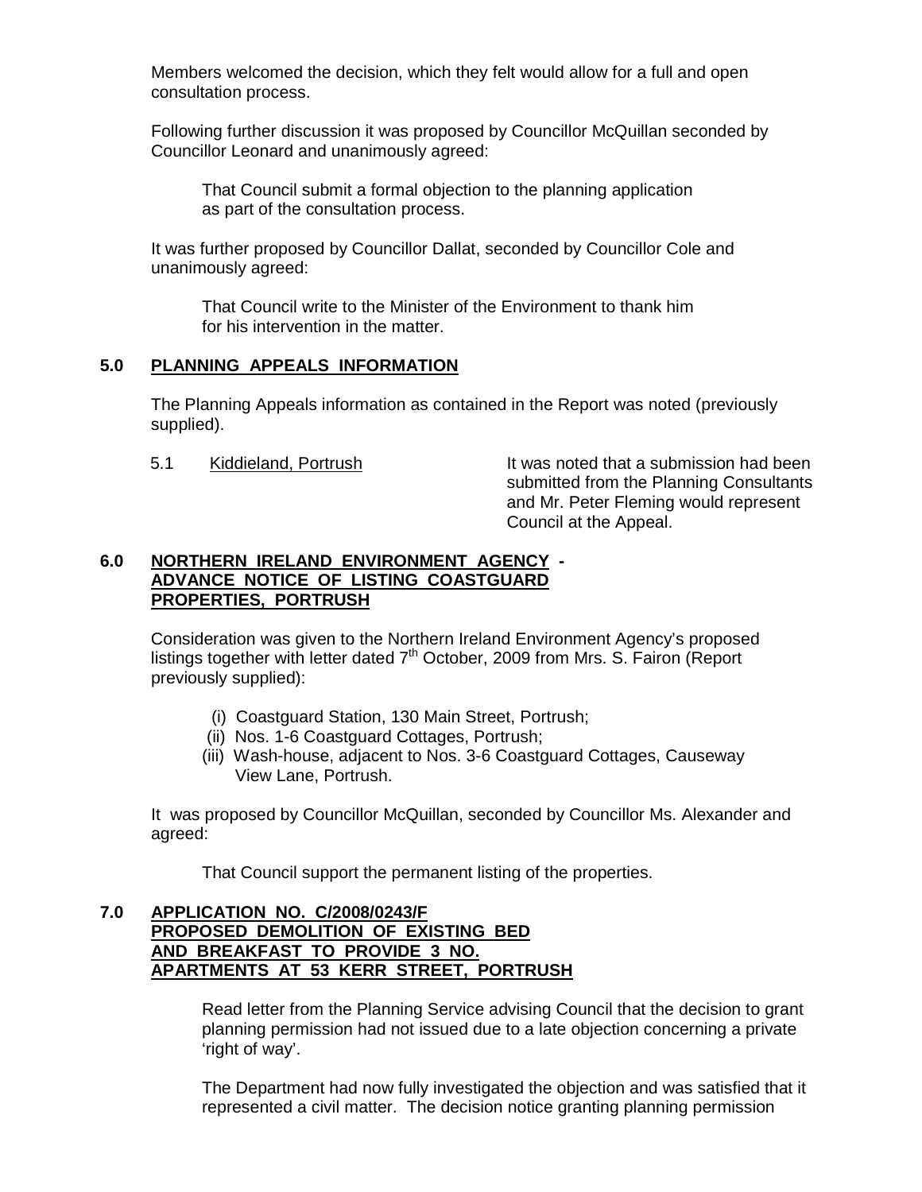Members welcomed the decision, which they felt would allow for a full and open consultation process.

Following further discussion it was proposed by Councillor McQuillan seconded by Councillor Leonard and unanimously agreed:

> That Council submit a formal objection to the planning application as part of the consultation process.

It was further proposed by Councillor Dallat, seconded by Councillor Cole and unanimously agreed:

> That Council write to the Minister of the Environment to thank him for his intervention in the matter.

## 5.0 PLANNING APPEALS INFORMATION

The Planning Appeals information as contained in the Report was noted (previously supplied).

5.1 Kiddieland, Portrush — It was noted that a submission had been submitted from the Planning Consultants and Mr. Peter Fleming would represent Council at the Appeal.

## 6.0 NORTHERN IRELAND ENVIRONMENT AGENCY - ADVANCE NOTICE OF LISTING COASTGUARD PROPERTIES, PORTRUSH

Consideration was given to the Northern Ireland Environment Agency's proposed listings together with letter dated 7th October, 2009 from Mrs. S. Fairon (Report previously supplied):

(i) Coastguard Station, 130 Main Street, Portrush;
(ii) Nos. 1-6 Coastguard Cottages, Portrush;
(iii) Wash-house, adjacent to Nos. 3-6 Coastguard Cottages, Causeway View Lane, Portrush.

It was proposed by Councillor McQuillan, seconded by Councillor Ms. Alexander and agreed:

> That Council support the permanent listing of the properties.

## 7.0 APPLICATION NO. C/2008/0243/F PROPOSED DEMOLITION OF EXISTING BED AND BREAKFAST TO PROVIDE 3 NO. APARTMENTS AT 53 KERR STREET, PORTRUSH

Read letter from the Planning Service advising Council that the decision to grant planning permission had not issued due to a late objection concerning a private 'right of way'.

The Department had now fully investigated the objection and was satisfied that it represented a civil matter. The decision notice granting planning permission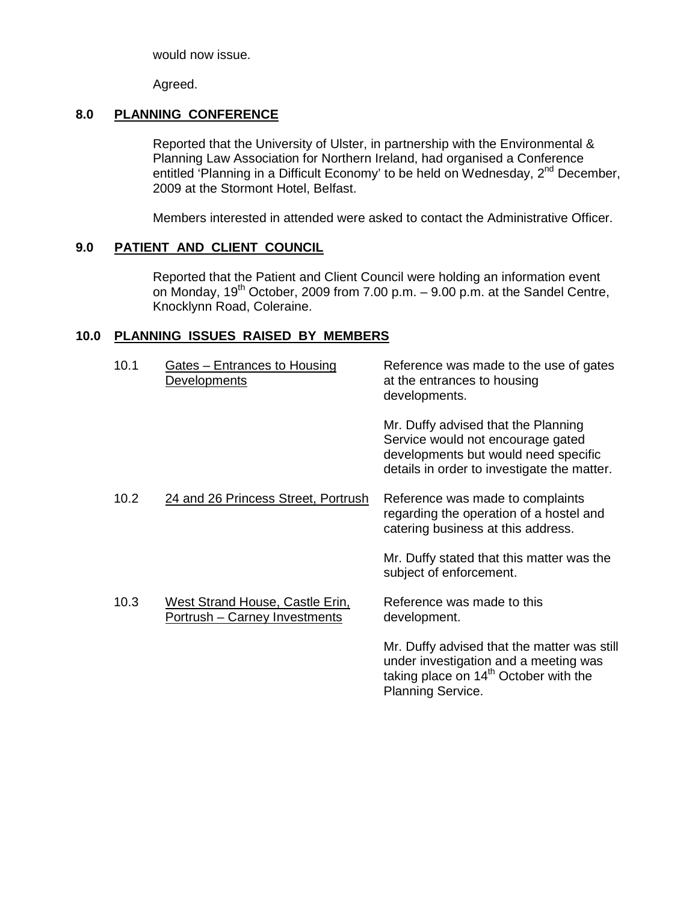would now issue.

Agreed.

## 8.0 PLANNING CONFERENCE

Reported that the University of Ulster, in partnership with the Environmental & Planning Law Association for Northern Ireland, had organised a Conference entitled 'Planning in a Difficult Economy' to be held on Wednesday, 2nd December, 2009 at the Stormont Hotel, Belfast.

Members interested in attended were asked to contact the Administrative Officer.

## 9.0 PATIENT AND CLIENT COUNCIL

Reported that the Patient and Client Council were holding an information event on Monday, 19th October, 2009 from 7.00 p.m. – 9.00 p.m. at the Sandel Centre, Knocklynn Road, Coleraine.

## 10.0 PLANNING ISSUES RAISED BY MEMBERS

| | | |
|---|---|---|
| 10.1 | Gates – Entrances to Housing Developments | Reference was made to the use of gates at the entrances to housing developments.<br><br>Mr. Duffy advised that the Planning Service would not encourage gated developments but would need specific details in order to investigate the matter. |
| 10.2 | 24 and 26 Princess Street, Portrush | Reference was made to complaints regarding the operation of a hostel and catering business at this address.<br><br>Mr. Duffy stated that this matter was the subject of enforcement. |
| 10.3 | West Strand House, Castle Erin, Portrush – Carney Investments | Reference was made to this development.<br><br>Mr. Duffy advised that the matter was still under investigation and a meeting was taking place on 14th October with the Planning Service. |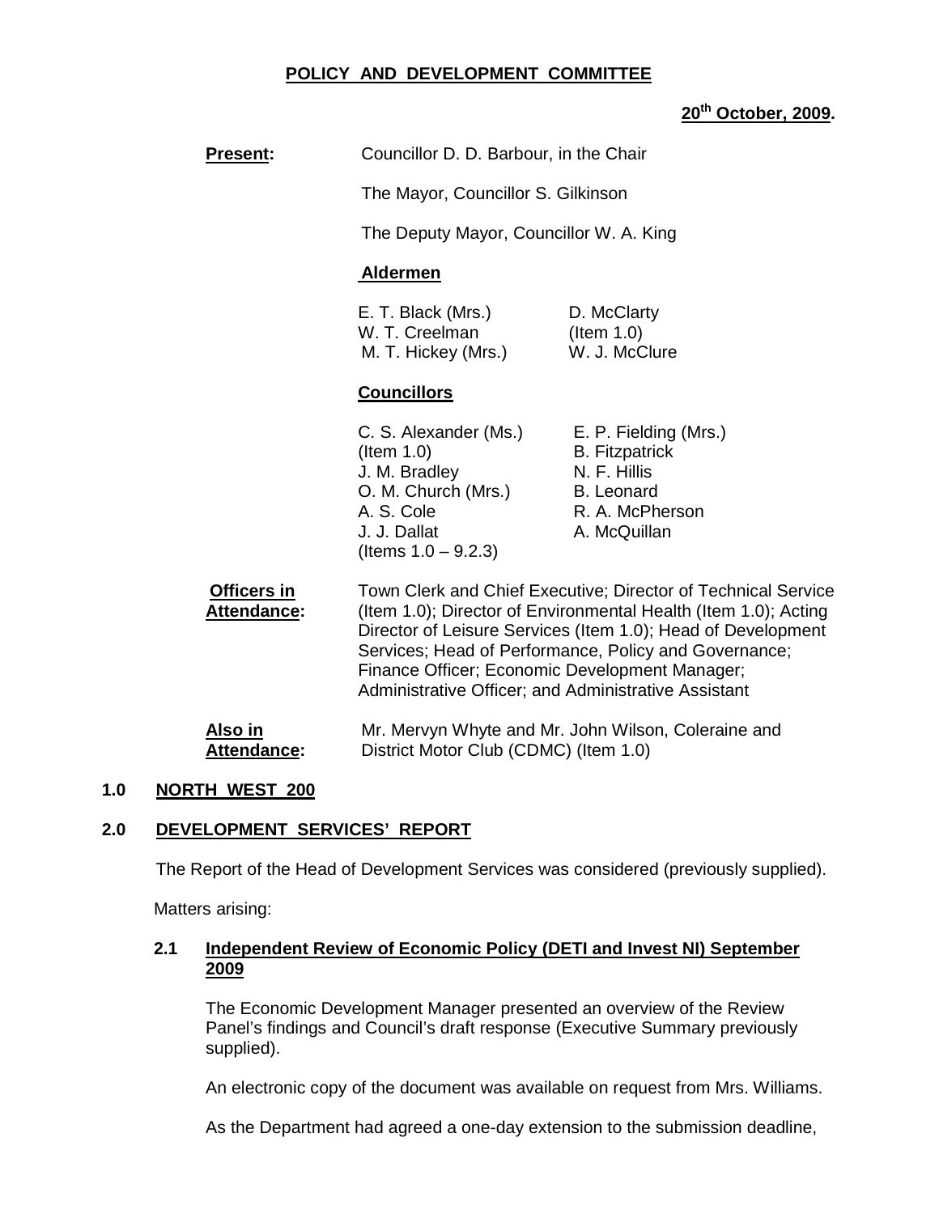**POLICY AND DEVELOPMENT COMMITTEE**

**20th October, 2009.**

**Present:** Councillor D. D. Barbour, in the Chair

The Mayor, Councillor S. Gilkinson

The Deputy Mayor, Councillor W. A. King

**Aldermen**

| | |
|---|---|
| E. T. Black (Mrs.) | D. McClarty |
| W. T. Creelman | (Item 1.0) |
| M. T. Hickey (Mrs.) | W. J. McClure |

**Councillors**

| | |
|---|---|
| C. S. Alexander (Ms.) | E. P. Fielding (Mrs.) |
| (Item 1.0) | B. Fitzpatrick |
| J. M. Bradley | N. F. Hillis |
| O. M. Church (Mrs.) | B. Leonard |
| A. S. Cole | R. A. McPherson |
| J. J. Dallat | A. McQuillan |
| (Items 1.0 – 9.2.3) | |

**Officers in Attendance:** Town Clerk and Chief Executive; Director of Technical Service (Item 1.0); Director of Environmental Health (Item 1.0); Acting Director of Leisure Services (Item 1.0); Head of Development Services; Head of Performance, Policy and Governance; Finance Officer; Economic Development Manager; Administrative Officer; and Administrative Assistant

**Also in Attendance:** Mr. Mervyn Whyte and Mr. John Wilson, Coleraine and District Motor Club (CDMC) (Item 1.0)

## 1.0 NORTH WEST 200

## 2.0 DEVELOPMENT SERVICES' REPORT

The Report of the Head of Development Services was considered (previously supplied).

Matters arising:

### 2.1 Independent Review of Economic Policy (DETI and Invest NI) September 2009

The Economic Development Manager presented an overview of the Review Panel's findings and Council's draft response (Executive Summary previously supplied).

An electronic copy of the document was available on request from Mrs. Williams.

As the Department had agreed a one-day extension to the submission deadline,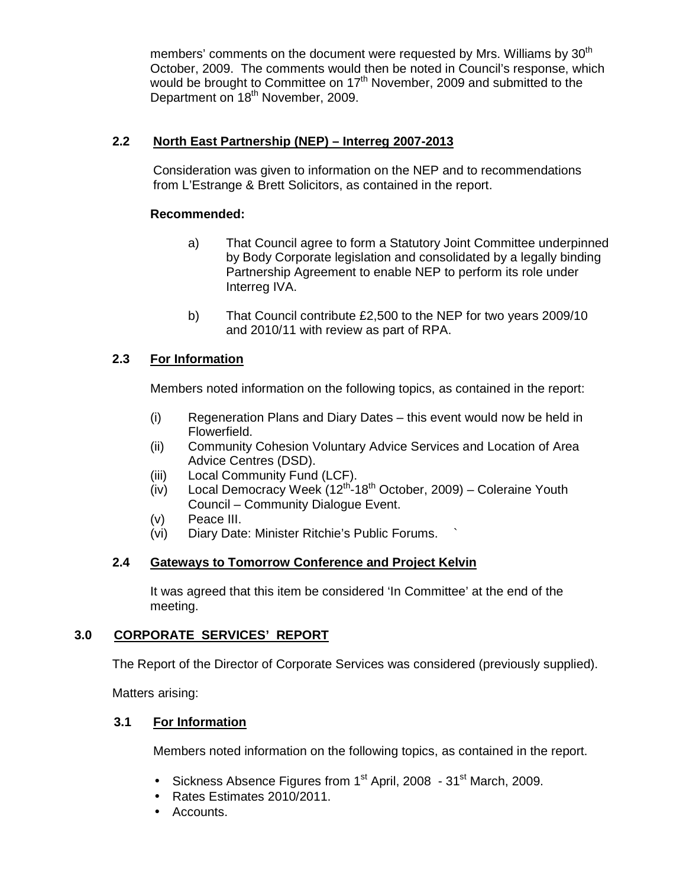members' comments on the document were requested by Mrs. Williams by 30th October, 2009. The comments would then be noted in Council's response, which would be brought to Committee on 17th November, 2009 and submitted to the Department on 18th November, 2009.

### 2.2 North East Partnership (NEP) – Interreg 2007-2013

Consideration was given to information on the NEP and to recommendations from L'Estrange & Brett Solicitors, as contained in the report.

**Recommended:**

a) That Council agree to form a Statutory Joint Committee underpinned by Body Corporate legislation and consolidated by a legally binding Partnership Agreement to enable NEP to perform its role under Interreg IVA.

b) That Council contribute £2,500 to the NEP for two years 2009/10 and 2010/11 with review as part of RPA.

### 2.3 For Information

Members noted information on the following topics, as contained in the report:

(i) Regeneration Plans and Diary Dates – this event would now be held in Flowerfield.
(ii) Community Cohesion Voluntary Advice Services and Location of Area Advice Centres (DSD).
(iii) Local Community Fund (LCF).
(iv) Local Democracy Week (12th-18th October, 2009) – Coleraine Youth Council – Community Dialogue Event.
(v) Peace III.
(vi) Diary Date: Minister Ritchie's Public Forums. `

### 2.4 Gateways to Tomorrow Conference and Project Kelvin

It was agreed that this item be considered 'In Committee' at the end of the meeting.

## 3.0 CORPORATE SERVICES' REPORT

The Report of the Director of Corporate Services was considered (previously supplied).

Matters arising:

### 3.1 For Information

Members noted information on the following topics, as contained in the report.

- Sickness Absence Figures from 1st April, 2008 - 31st March, 2009.
- Rates Estimates 2010/2011.
- Accounts.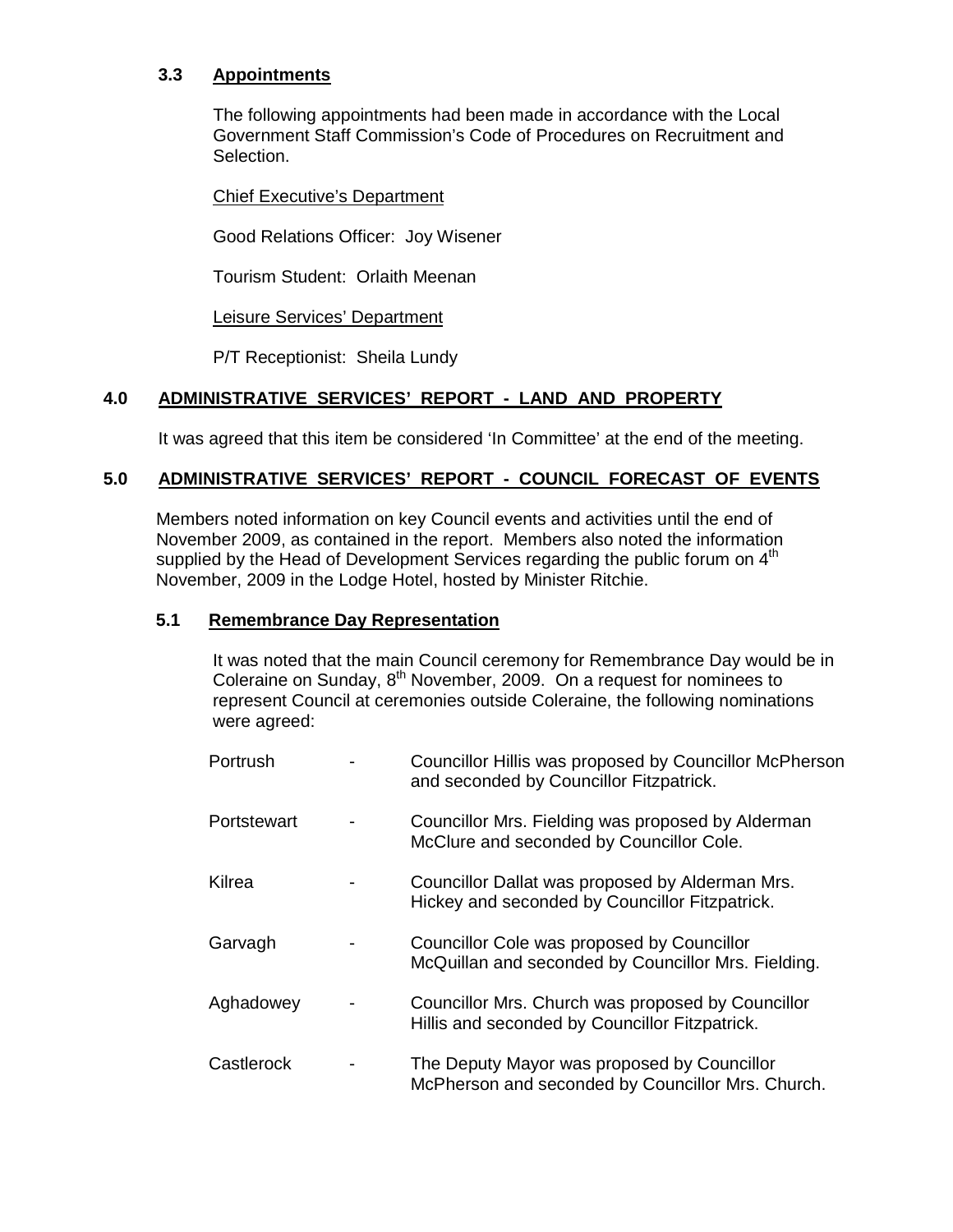### 3.3 Appointments

The following appointments had been made in accordance with the Local Government Staff Commission's Code of Procedures on Recruitment and Selection.

Chief Executive's Department

Good Relations Officer: Joy Wisener

Tourism Student: Orlaith Meenan

Leisure Services' Department

P/T Receptionist: Sheila Lundy

## 4.0 ADMINISTRATIVE SERVICES' REPORT - LAND AND PROPERTY

It was agreed that this item be considered 'In Committee' at the end of the meeting.

## 5.0 ADMINISTRATIVE SERVICES' REPORT - COUNCIL FORECAST OF EVENTS

Members noted information on key Council events and activities until the end of November 2009, as contained in the report. Members also noted the information supplied by the Head of Development Services regarding the public forum on 4th November, 2009 in the Lodge Hotel, hosted by Minister Ritchie.

### 5.1 Remembrance Day Representation

It was noted that the main Council ceremony for Remembrance Day would be in Coleraine on Sunday, 8th November, 2009. On a request for nominees to represent Council at ceremonies outside Coleraine, the following nominations were agreed:

| | | |
|---|---|---|
| Portrush | - | Councillor Hillis was proposed by Councillor McPherson and seconded by Councillor Fitzpatrick. |
| Portstewart | - | Councillor Mrs. Fielding was proposed by Alderman McClure and seconded by Councillor Cole. |
| Kilrea | - | Councillor Dallat was proposed by Alderman Mrs. Hickey and seconded by Councillor Fitzpatrick. |
| Garvagh | - | Councillor Cole was proposed by Councillor McQuillan and seconded by Councillor Mrs. Fielding. |
| Aghadowey | - | Councillor Mrs. Church was proposed by Councillor Hillis and seconded by Councillor Fitzpatrick. |
| Castlerock | - | The Deputy Mayor was proposed by Councillor McPherson and seconded by Councillor Mrs. Church. |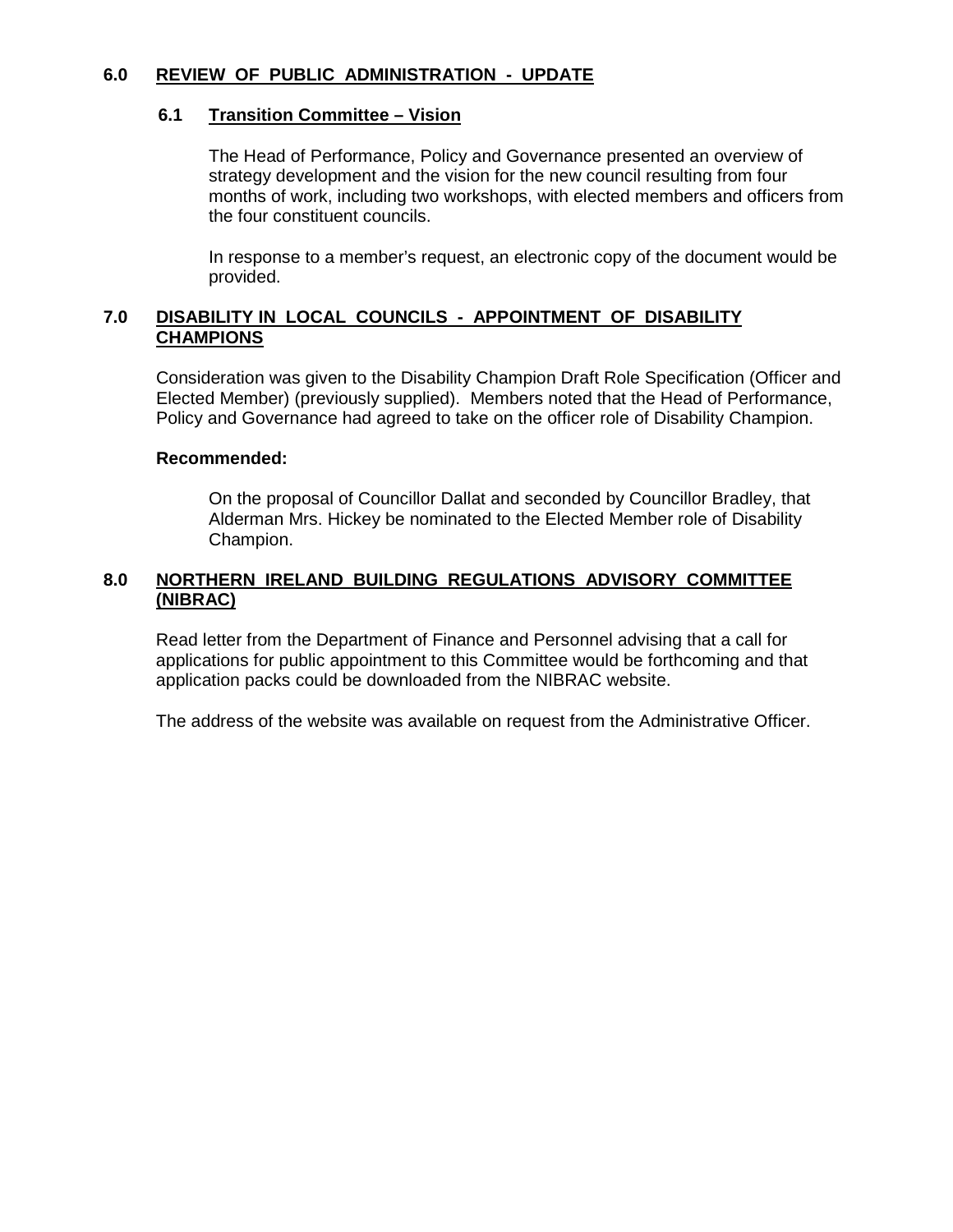## 6.0 REVIEW OF PUBLIC ADMINISTRATION - UPDATE

### 6.1 Transition Committee – Vision

The Head of Performance, Policy and Governance presented an overview of strategy development and the vision for the new council resulting from four months of work, including two workshops, with elected members and officers from the four constituent councils.

In response to a member's request, an electronic copy of the document would be provided.

## 7.0 DISABILITY IN LOCAL COUNCILS - APPOINTMENT OF DISABILITY CHAMPIONS

Consideration was given to the Disability Champion Draft Role Specification (Officer and Elected Member) (previously supplied). Members noted that the Head of Performance, Policy and Governance had agreed to take on the officer role of Disability Champion.

**Recommended:**

On the proposal of Councillor Dallat and seconded by Councillor Bradley, that Alderman Mrs. Hickey be nominated to the Elected Member role of Disability Champion.

## 8.0 NORTHERN IRELAND BUILDING REGULATIONS ADVISORY COMMITTEE (NIBRAC)

Read letter from the Department of Finance and Personnel advising that a call for applications for public appointment to this Committee would be forthcoming and that application packs could be downloaded from the NIBRAC website.

The address of the website was available on request from the Administrative Officer.